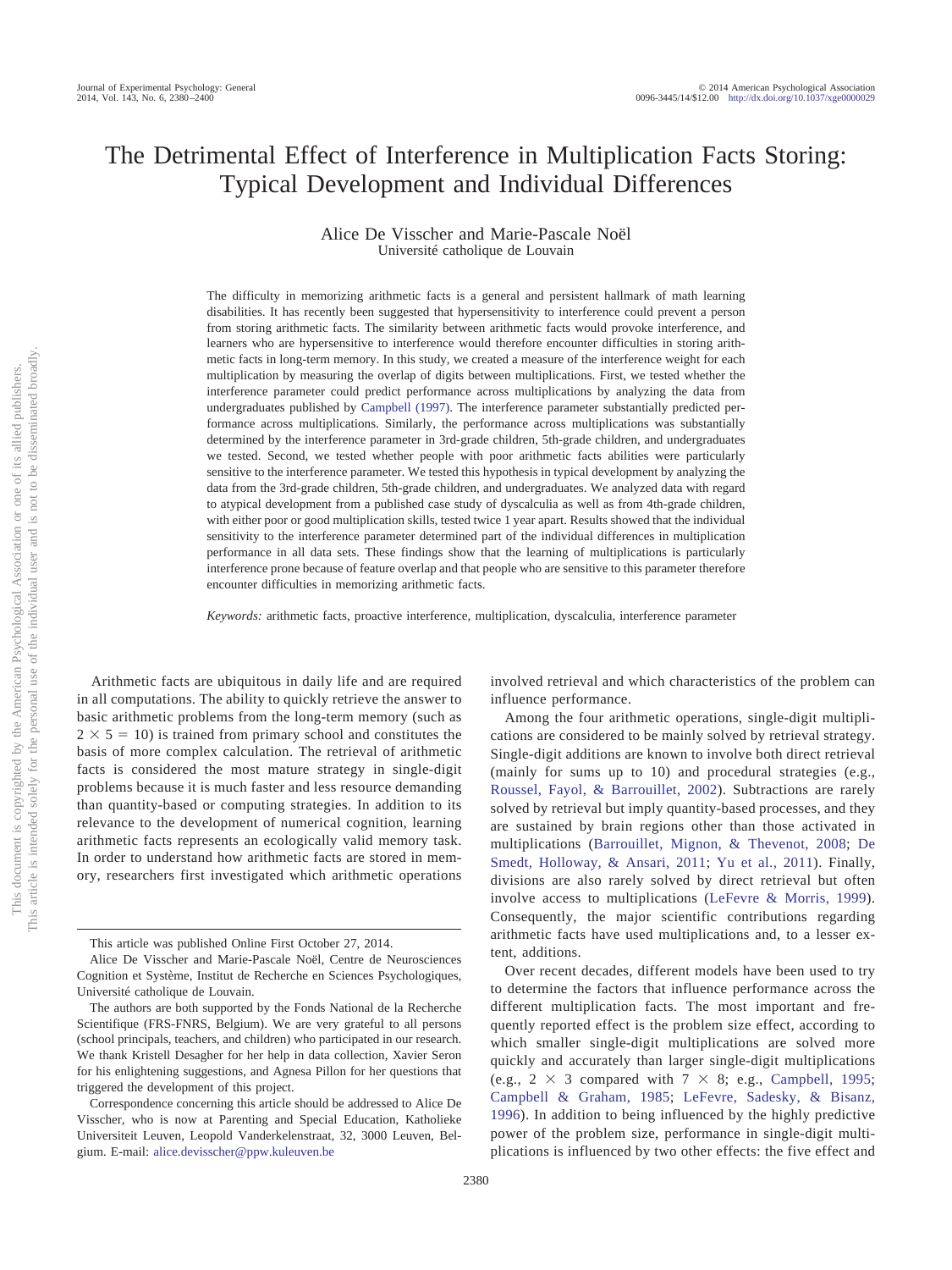# The Detrimental Effect of Interference in Multiplication Facts Storing: Typical Development and Individual Differences

Alice De Visscher and Marie-Pascale Noël
Université catholique de Louvain

The difficulty in memorizing arithmetic facts is a general and persistent hallmark of math learning disabilities. It has recently been suggested that hypersensitivity to interference could prevent a person from storing arithmetic facts. The similarity between arithmetic facts would provoke interference, and learners who are hypersensitive to interference would therefore encounter difficulties in storing arithmetic facts in long-term memory. In this study, we created a measure of the interference weight for each multiplication by measuring the overlap of digits between multiplications. First, we tested whether the interference parameter could predict performance across multiplications by analyzing the data from undergraduates published by Campbell (1997). The interference parameter substantially predicted performance across multiplications. Similarly, the performance across multiplications was substantially determined by the interference parameter in 3rd-grade children, 5th-grade children, and undergraduates we tested. Second, we tested whether people with poor arithmetic facts abilities were particularly sensitive to the interference parameter. We tested this hypothesis in typical development by analyzing the data from the 3rd-grade children, 5th-grade children, and undergraduates. We analyzed data with regard to atypical development from a published case study of dyscalculia as well as from 4th-grade children, with either poor or good multiplication skills, tested twice 1 year apart. Results showed that the individual sensitivity to the interference parameter determined part of the individual differences in multiplication performance in all data sets. These findings show that the learning of multiplications is particularly interference prone because of feature overlap and that people who are sensitive to this parameter therefore encounter difficulties in memorizing arithmetic facts.

*Keywords:* arithmetic facts, proactive interference, multiplication, dyscalculia, interference parameter

Arithmetic facts are ubiquitous in daily life and are required in all computations. The ability to quickly retrieve the answer to basic arithmetic problems from the long-term memory (such as $2 \times 5 = 10$) is trained from primary school and constitutes the basis of more complex calculation. The retrieval of arithmetic facts is considered the most mature strategy in single-digit problems because it is much faster and less resource demanding than quantity-based or computing strategies. In addition to its relevance to the development of numerical cognition, learning arithmetic facts represents an ecologically valid memory task. In order to understand how arithmetic facts are stored in memory, researchers first investigated which arithmetic operations involved retrieval and which characteristics of the problem can influence performance.

Among the four arithmetic operations, single-digit multiplications are considered to be mainly solved by retrieval strategy. Single-digit additions are known to involve both direct retrieval (mainly for sums up to 10) and procedural strategies (e.g., Roussel, Fayol, & Barrouillet, 2002). Subtractions are rarely solved by retrieval but imply quantity-based processes, and they are sustained by brain regions other than those activated in multiplications (Barrouillet, Mignon, & Thevenot, 2008; De Smedt, Holloway, & Ansari, 2011; Yu et al., 2011). Finally, divisions are also rarely solved by direct retrieval but often involve access to multiplications (LeFevre & Morris, 1999). Consequently, the major scientific contributions regarding arithmetic facts have used multiplications and, to a lesser extent, additions.

Over recent decades, different models have been used to try to determine the factors that influence performance across the different multiplication facts. The most important and frequently reported effect is the problem size effect, according to which smaller single-digit multiplications are solved more quickly and accurately than larger single-digit multiplications (e.g., $2 \times 3$ compared with $7 \times 8$; e.g., Campbell, 1995; Campbell & Graham, 1985; LeFevre, Sadesky, & Bisanz, 1996). In addition to being influenced by the highly predictive power of the problem size, performance in single-digit multiplications is influenced by two other effects: the five effect and

---

This article was published Online First October 27, 2014.

Alice De Visscher and Marie-Pascale Noël, Centre de Neurosciences Cognition et Système, Institut de Recherche en Sciences Psychologiques, Université catholique de Louvain.

The authors are both supported by the Fonds National de la Recherche Scientifique (FRS-FNRS, Belgium). We are very grateful to all persons (school principals, teachers, and children) who participated in our research. We thank Kristell Desagher for her help in data collection, Xavier Seron for his enlightening suggestions, and Agnesa Pillon for her questions that triggered the development of this project.

Correspondence concerning this article should be addressed to Alice De Visscher, who is now at Parenting and Special Education, Katholieke Universiteit Leuven, Leopold Vanderkelenstraat, 32, 3000 Leuven, Belgium. E-mail: alice.devisscher@ppw.kuleuven.be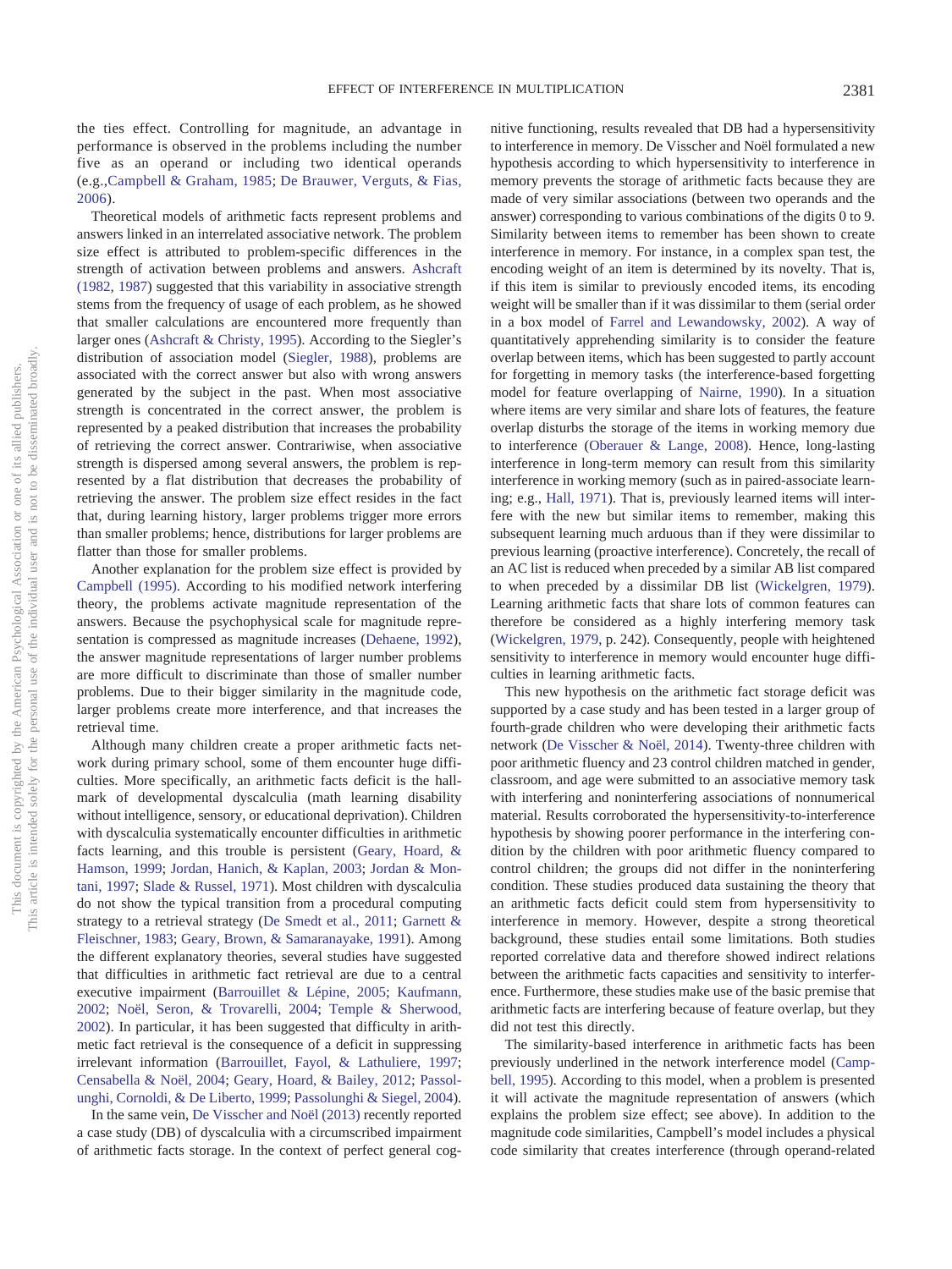the ties effect. Controlling for magnitude, an advantage in performance is observed in the problems including the number five as an operand or including two identical operands (e.g.,Campbell & Graham, 1985; De Brauwer, Verguts, & Fias, 2006).

Theoretical models of arithmetic facts represent problems and answers linked in an interrelated associative network. The problem size effect is attributed to problem-specific differences in the strength of activation between problems and answers. Ashcraft (1982, 1987) suggested that this variability in associative strength stems from the frequency of usage of each problem, as he showed that smaller calculations are encountered more frequently than larger ones (Ashcraft & Christy, 1995). According to the Siegler's distribution of association model (Siegler, 1988), problems are associated with the correct answer but also with wrong answers generated by the subject in the past. When most associative strength is concentrated in the correct answer, the problem is represented by a peaked distribution that increases the probability of retrieving the correct answer. Contrariwise, when associative strength is dispersed among several answers, the problem is represented by a flat distribution that decreases the probability of retrieving the answer. The problem size effect resides in the fact that, during learning history, larger problems trigger more errors than smaller problems; hence, distributions for larger problems are flatter than those for smaller problems.

Another explanation for the problem size effect is provided by Campbell (1995). According to his modified network interfering theory, the problems activate magnitude representation of the answers. Because the psychophysical scale for magnitude representation is compressed as magnitude increases (Dehaene, 1992), the answer magnitude representations of larger number problems are more difficult to discriminate than those of smaller number problems. Due to their bigger similarity in the magnitude code, larger problems create more interference, and that increases the retrieval time.

Although many children create a proper arithmetic facts network during primary school, some of them encounter huge difficulties. More specifically, an arithmetic facts deficit is the hallmark of developmental dyscalculia (math learning disability without intelligence, sensory, or educational deprivation). Children with dyscalculia systematically encounter difficulties in arithmetic facts learning, and this trouble is persistent (Geary, Hoard, & Hamson, 1999; Jordan, Hanich, & Kaplan, 2003; Jordan & Montani, 1997; Slade & Russel, 1971). Most children with dyscalculia do not show the typical transition from a procedural computing strategy to a retrieval strategy (De Smedt et al., 2011; Garnett & Fleischner, 1983; Geary, Brown, & Samaranayake, 1991). Among the different explanatory theories, several studies have suggested that difficulties in arithmetic fact retrieval are due to a central executive impairment (Barrouillet & Lépine, 2005; Kaufmann, 2002; Noël, Seron, & Trovarelli, 2004; Temple & Sherwood, 2002). In particular, it has been suggested that difficulty in arithmetic fact retrieval is the consequence of a deficit in suppressing irrelevant information (Barrouillet, Fayol, & Lathuliere, 1997; Censabella & Noël, 2004; Geary, Hoard, & Bailey, 2012; Passolunghi, Cornoldi, & De Liberto, 1999; Passolunghi & Siegel, 2004).

In the same vein, De Visscher and Noël (2013) recently reported a case study (DB) of dyscalculia with a circumscribed impairment of arithmetic facts storage. In the context of perfect general cognitive functioning, results revealed that DB had a hypersensitivity to interference in memory. De Visscher and Noël formulated a new hypothesis according to which hypersensitivity to interference in memory prevents the storage of arithmetic facts because they are made of very similar associations (between two operands and the answer) corresponding to various combinations of the digits 0 to 9. Similarity between items to remember has been shown to create interference in memory. For instance, in a complex span test, the encoding weight of an item is determined by its novelty. That is, if this item is similar to previously encoded items, its encoding weight will be smaller than if it was dissimilar to them (serial order in a box model of Farrel and Lewandowsky, 2002). A way of quantitatively apprehending similarity is to consider the feature overlap between items, which has been suggested to partly account for forgetting in memory tasks (the interference-based forgetting model for feature overlapping of Nairne, 1990). In a situation where items are very similar and share lots of features, the feature overlap disturbs the storage of the items in working memory due to interference (Oberauer & Lange, 2008). Hence, long-lasting interference in long-term memory can result from this similarity interference in working memory (such as in paired-associate learning; e.g., Hall, 1971). That is, previously learned items will interfere with the new but similar items to remember, making this subsequent learning much arduous than if they were dissimilar to previous learning (proactive interference). Concretely, the recall of an AC list is reduced when preceded by a similar AB list compared to when preceded by a dissimilar DB list (Wickelgren, 1979). Learning arithmetic facts that share lots of common features can therefore be considered as a highly interfering memory task (Wickelgren, 1979, p. 242). Consequently, people with heightened sensitivity to interference in memory would encounter huge difficulties in learning arithmetic facts.

This new hypothesis on the arithmetic fact storage deficit was supported by a case study and has been tested in a larger group of fourth-grade children who were developing their arithmetic facts network (De Visscher & Noël, 2014). Twenty-three children with poor arithmetic fluency and 23 control children matched in gender, classroom, and age were submitted to an associative memory task with interfering and noninterfering associations of nonnumerical material. Results corroborated the hypersensitivity-to-interference hypothesis by showing poorer performance in the interfering condition by the children with poor arithmetic fluency compared to control children; the groups did not differ in the noninterfering condition. These studies produced data sustaining the theory that an arithmetic facts deficit could stem from hypersensitivity to interference in memory. However, despite a strong theoretical background, these studies entail some limitations. Both studies reported correlative data and therefore showed indirect relations between the arithmetic facts capacities and sensitivity to interference. Furthermore, these studies make use of the basic premise that arithmetic facts are interfering because of feature overlap, but they did not test this directly.

The similarity-based interference in arithmetic facts has been previously underlined in the network interference model (Campbell, 1995). According to this model, when a problem is presented it will activate the magnitude representation of answers (which explains the problem size effect; see above). In addition to the magnitude code similarities, Campbell's model includes a physical code similarity that creates interference (through operand-related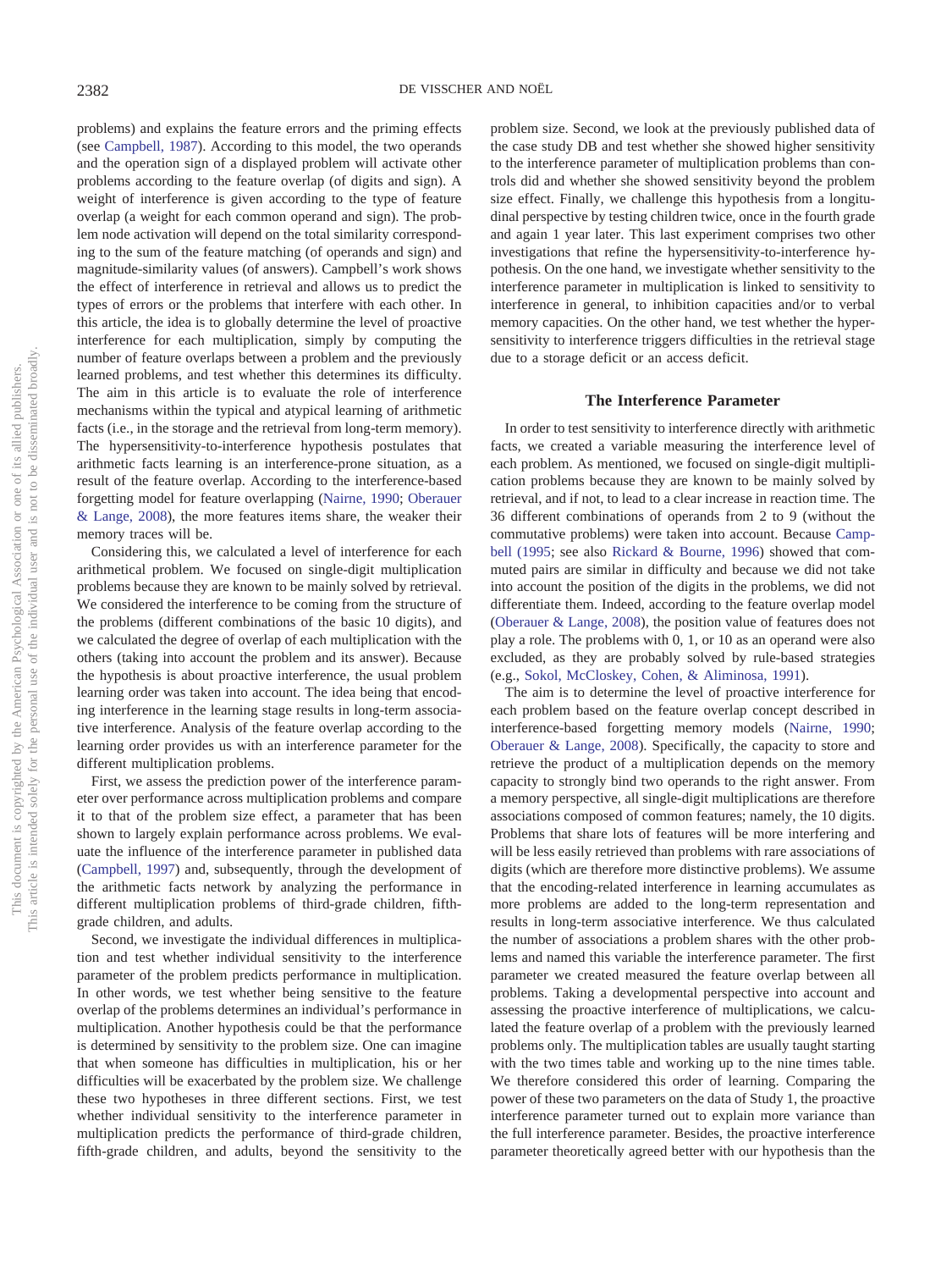problems) and explains the feature errors and the priming effects (see Campbell, 1987). According to this model, the two operands and the operation sign of a displayed problem will activate other problems according to the feature overlap (of digits and sign). A weight of interference is given according to the type of feature overlap (a weight for each common operand and sign). The problem node activation will depend on the total similarity corresponding to the sum of the feature matching (of operands and sign) and magnitude-similarity values (of answers). Campbell's work shows the effect of interference in retrieval and allows us to predict the types of errors or the problems that interfere with each other. In this article, the idea is to globally determine the level of proactive interference for each multiplication, simply by computing the number of feature overlaps between a problem and the previously learned problems, and test whether this determines its difficulty. The aim in this article is to evaluate the role of interference mechanisms within the typical and atypical learning of arithmetic facts (i.e., in the storage and the retrieval from long-term memory). The hypersensitivity-to-interference hypothesis postulates that arithmetic facts learning is an interference-prone situation, as a result of the feature overlap. According to the interference-based forgetting model for feature overlapping (Nairne, 1990; Oberauer & Lange, 2008), the more features items share, the weaker their memory traces will be.

Considering this, we calculated a level of interference for each arithmetical problem. We focused on single-digit multiplication problems because they are known to be mainly solved by retrieval. We considered the interference to be coming from the structure of the problems (different combinations of the basic 10 digits), and we calculated the degree of overlap of each multiplication with the others (taking into account the problem and its answer). Because the hypothesis is about proactive interference, the usual problem learning order was taken into account. The idea being that encoding interference in the learning stage results in long-term associative interference. Analysis of the feature overlap according to the learning order provides us with an interference parameter for the different multiplication problems.

First, we assess the prediction power of the interference parameter over performance across multiplication problems and compare it to that of the problem size effect, a parameter that has been shown to largely explain performance across problems. We evaluate the influence of the interference parameter in published data (Campbell, 1997) and, subsequently, through the development of the arithmetic facts network by analyzing the performance in different multiplication problems of third-grade children, fifth-grade children, and adults.

Second, we investigate the individual differences in multiplication and test whether individual sensitivity to the interference parameter of the problem predicts performance in multiplication. In other words, we test whether being sensitive to the feature overlap of the problems determines an individual's performance in multiplication. Another hypothesis could be that the performance is determined by sensitivity to the problem size. One can imagine that when someone has difficulties in multiplication, his or her difficulties will be exacerbated by the problem size. We challenge these two hypotheses in three different sections. First, we test whether individual sensitivity to the interference in multiplication predicts the performance of third-grade children, fifth-grade children, and adults, beyond the sensitivity to the problem size. Second, we look at the previously published data of the case study DB and test whether she showed higher sensitivity to the interference parameter of multiplication problems than controls did and whether she showed sensitivity beyond the problem size effect. Finally, we challenge this hypothesis from a longitudinal perspective by testing children twice, once in the fourth grade and again 1 year later. This last experiment comprises two other investigations that refine the hypersensitivity-to-interference hypothesis. On the one hand, we investigate whether sensitivity to the interference parameter in multiplication is linked to sensitivity to interference in general, to inhibition capacities and/or to verbal memory capacities. On the other hand, we test whether the hypersensitivity to interference triggers difficulties in the retrieval stage due to a storage deficit or an access deficit.

## The Interference Parameter

In order to test sensitivity to interference directly with arithmetic facts, we created a variable measuring the interference level of each problem. As mentioned, we focused on single-digit multiplication problems because they are known to be mainly solved by retrieval, and if not, to lead to a clear increase in reaction time. The 36 different combinations of operands from 2 to 9 (without the commutative problems) were taken into account. Because Campbell (1995; see also Rickard & Bourne, 1996) showed that commuted pairs are similar in difficulty and because we did not take into account the position of the digits in the problems, we did not differentiate them. Indeed, according to the feature overlap model (Oberauer & Lange, 2008), the position value of features does not play a role. The problems with 0, 1, or 10 as an operand were also excluded, as they are probably solved by rule-based strategies (e.g., Sokol, McCloskey, Cohen, & Aliminosa, 1991).

The aim is to determine the level of proactive interference for each problem based on the feature overlap concept described in interference-based forgetting memory models (Nairne, 1990; Oberauer & Lange, 2008). Specifically, the capacity to store and retrieve the product of a multiplication depends on the memory capacity to strongly bind two operands to the right answer. From a memory perspective, all single-digit multiplications are therefore associations composed of common features; namely, the 10 digits. Problems that share lots of features will be more interfering and will be less easily retrieved than problems with rare associations of digits (which are therefore more distinctive problems). We assume that the encoding-related interference in learning accumulates as more problems are added to the long-term representation and results in long-term associative interference. We thus calculated the number of associations a problem shares with the other problems and named this variable the interference parameter. The first parameter we created measured the feature overlap between all problems. Taking a developmental perspective into account and assessing the proactive interference of multiplications, we calculated the feature overlap of a problem with the previously learned problems only. The multiplication tables are usually taught starting with the two times table and working up to the nine times table. We therefore considered this order of learning. Comparing the power of these two parameters on the data of Study 1, the proactive interference parameter turned out to explain more variance than the full interference parameter. Besides, the proactive interference parameter theoretically agreed better with our hypothesis than the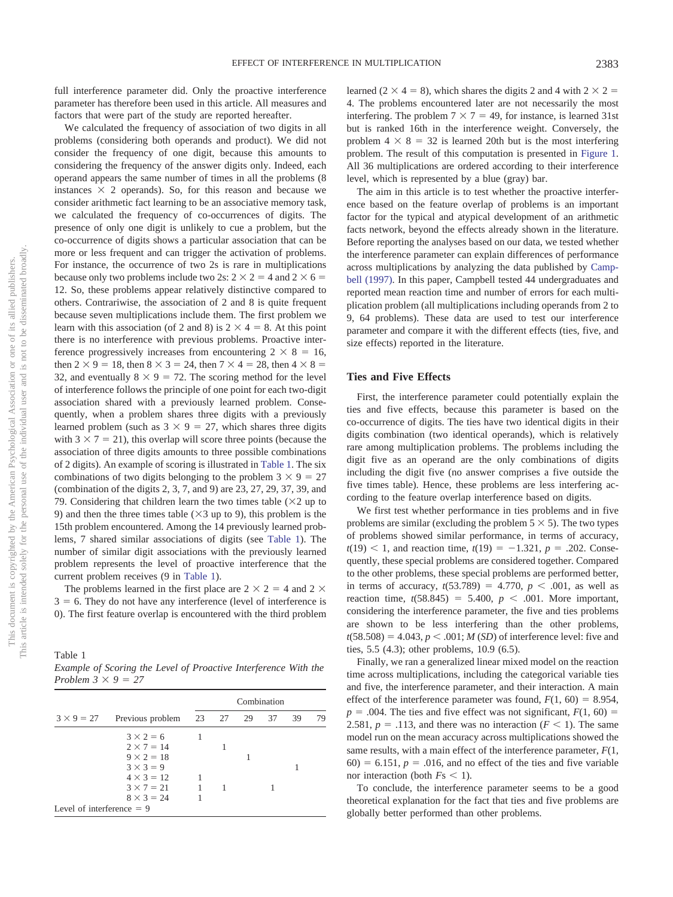full interference parameter did. Only the proactive interference parameter has therefore been used in this article. All measures and factors that were part of the study are reported hereafter.

We calculated the frequency of association of two digits in all problems (considering both operands and product). We did not consider the frequency of one digit, because this amounts to considering the frequency of the answer digits only. Indeed, each operand appears the same number of times in all the problems (8 instances × 2 operands). So, for this reason and because we consider arithmetic fact learning to be an associative memory task, we calculated the frequency of co-occurrences of digits. The presence of only one digit is unlikely to cue a problem, but the co-occurrence of digits shows a particular association that can be more or less frequent and can trigger the activation of problems. For instance, the occurrence of two 2s is rare in multiplications because only two problems include two 2s: 2 × 2 = 4 and 2 × 6 = 12. So, these problems appear relatively distinctive compared to others. Contrariwise, the association of 2 and 8 is quite frequent because seven multiplications include them. The first problem we learn with this association (of 2 and 8) is 2 × 4 = 8. At this point there is no interference with previous problems. Proactive interference progressively increases from encountering 2 × 8 = 16, then 2 × 9 = 18, then 8 × 3 = 24, then 7 × 4 = 28, then 4 × 8 = 32, and eventually 8 × 9 = 72. The scoring method for the level of interference follows the principle of one point for each two-digit association shared with a previously learned problem. Consequently, when a problem shares three digits with a previously learned problem (such as 3 × 9 = 27, which shares three digits with 3 × 7 = 21), this overlap will score three points (because the association of three digits amounts to three possible combinations of 2 digits). An example of scoring is illustrated in Table 1. The six combinations of two digits belonging to the problem 3 × 9 = 27 (combination of the digits 2, 3, 7, and 9) are 23, 27, 29, 37, 39, and 79. Considering that children learn the two times table (×2 up to 9) and then the three times table (×3 up to 9), this problem is the 15th problem encountered. Among the 14 previously learned problems, 7 shared similar associations of digits (see Table 1). The number of similar digit associations with the previously learned problem represents the level of proactive interference that the current problem receives (9 in Table 1).

The problems learned in the first place are 2 × 2 = 4 and 2 × 3 = 6. They do not have any interference (level of interference is 0). The first feature overlap is encountered with the third problem learned (2 × 4 = 8), which shares the digits 2 and 4 with 2 × 2 = 4. The problems encountered later are not necessarily the most interfering. The problem 7 × 7 = 49, for instance, is learned 31st but is ranked 16th in the interference weight. Conversely, the problem 4 × 8 = 32 is learned 20th but is the most interfering problem. The result of this computation is presented in Figure 1. All 36 multiplications are ordered according to their interference level, which is represented by a blue (gray) bar.

The aim in this article is to test whether the proactive interference based on the feature overlap of problems is an important factor for the typical and atypical development of an arithmetic facts network, beyond the effects already shown in the literature. Before reporting the analyses based on our data, we tested whether the interference parameter can explain differences of performance across multiplications by analyzing the data published by Campbell (1997). In this paper, Campbell tested 44 undergraduates and reported mean reaction time and number of errors for each multiplication problem (all multiplications including operands from 2 to 9, 64 problems). These data are used to test our interference parameter and compare it with the different effects (ties, five, and size effects) reported in the literature.

Table 1
*Example of Scoring the Level of Proactive Interference With the Problem 3 × 9 = 27*

| 3 × 9 = 27 | Previous problem | Combination | | | | | |
|---|---|---|---|---|---|---|---|
| | | 23 | 27 | 29 | 37 | 39 | 79 |
| | 3 × 2 = 6 | 1 | | | | | |
| | 2 × 7 = 14 | | 1 | | | | |
| | 9 × 2 = 18 | | | 1 | | | |
| | 3 × 3 = 9 | | | | | 1 | |
| | 4 × 3 = 12 | 1 | | | | | |
| | 3 × 7 = 21 | 1 | 1 | | 1 | | |
| | 8 × 3 = 24 | 1 | | | | | |
| Level of interference = 9 | | | | | | | |

## Ties and Five Effects

First, the interference parameter could potentially explain the ties and five effects, because this parameter is based on the co-occurrence of digits. The ties have two identical digits in their digits combination (two identical operands), which is relatively rare among multiplication problems. The problems including the digit five as an operand are the only combinations of digits including the digit five (no answer comprises a five outside the five times table). Hence, these problems are less interfering according to the feature overlap interference based on digits.

We first test whether performance in ties problems and in five problems are similar (excluding the problem 5 × 5). The two types of problems showed similar performance, in terms of accuracy, $t(19) < 1$, and reaction time, $t(19) = -1.321$, $p = .202$. Consequently, these special problems are considered together. Compared to the other problems, these special problems are performed better, in terms of accuracy, $t(53.789) = 4.770$, $p < .001$, as well as reaction time, $t(58.845) = 5.400$, $p < .001$. More important, considering the interference parameter, the five and ties problems are shown to be less interfering than the other problems, $t(58.508) = 4.043$, $p < .001$; $M$ ($SD$) of interference level: five and ties, 5.5 (4.3); other problems, 10.9 (6.5).

Finally, we ran a generalized linear mixed model on the reaction time across multiplications, including the categorical variable ties and five, the interference parameter, and their interaction. A main effect of the interference parameter was found, $F(1, 60) = 8.954$, $p = .004$. The ties and five effect was not significant, $F(1, 60) = 2.581$, $p = .113$, and there was no interaction ($F < 1$). The same model run on the mean accuracy across multiplications showed the same results, with a main effect of the interference parameter, $F(1, 60) = 6.151$, $p = .016$, and no effect of the ties and five variable nor interaction (both $F$s $< 1$).

To conclude, the interference parameter seems to be a good theoretical explanation for the fact that ties and five problems are globally better performed than other problems.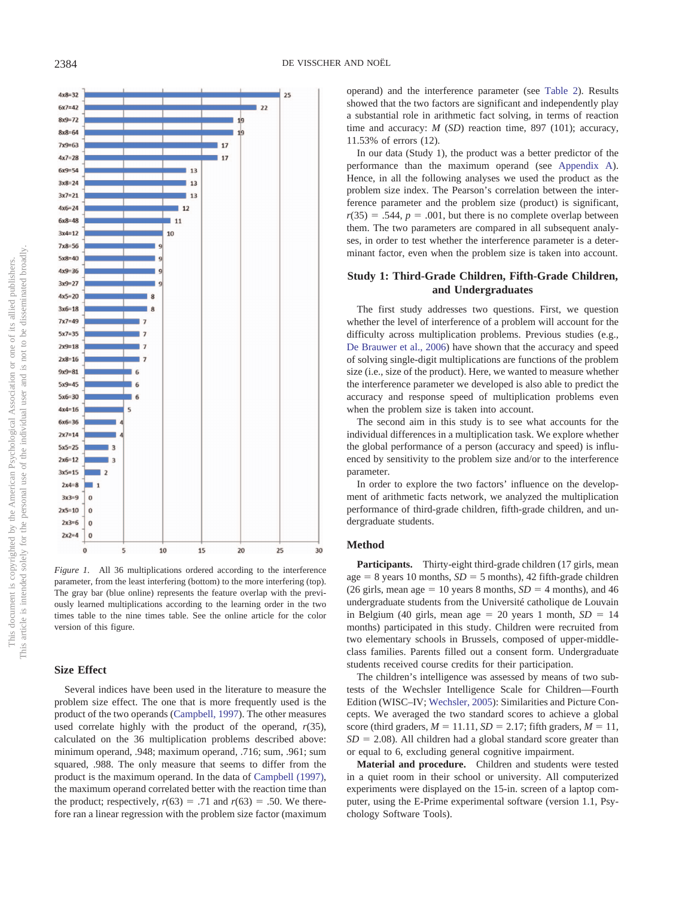*Figure 1.* All 36 multiplications ordered according to the interference parameter, from the least interfering (bottom) to the more interfering (top). The gray bar (blue online) represents the feature overlap with the previously learned multiplications according to the learning order in the two times table to the nine times table. See the online article for the color version of this figure.

## Size Effect

Several indices have been used in the literature to measure the problem size effect. The one that is more frequently used is the product of the two operands (Campbell, 1997). The other measures used correlate highly with the product of the operand, $r(35)$, calculated on the 36 multiplication problems described above: minimum operand, .948; maximum operand, .716; sum, .961; sum squared, .988. The only measure that seems to differ from the product is the maximum operand. In the data of Campbell (1997), the maximum operand correlated better with the reaction time than the product; respectively, $r(63) = .71$ and $r(63) = .50$. We therefore ran a linear regression with the problem size factor (maximum operand) and the interference parameter (see Table 2). Results showed that the two factors are significant and independently play a substantial role in arithmetic fact solving, in terms of reaction time and accuracy: $M$ ($SD$) reaction time, 897 (101); accuracy, 11.53% of errors (12).

In our data (Study 1), the product was a better predictor of the performance than the maximum operand (see Appendix A). Hence, in all the following analyses we used the product as the problem size index. The Pearson's correlation between the interference parameter and the problem size (product) is significant, $r(35) = .544$, $p = .001$, but there is no complete overlap between them. The two parameters are compared in all subsequent analyses, in order to test whether the interference parameter is a determinant factor, even when the problem size is taken into account.

## Study 1: Third-Grade Children, Fifth-Grade Children, and Undergraduates

The first study addresses two questions. First, we question whether the level of interference of a problem will account for the difficulty across multiplication problems. Previous studies (e.g., De Brauwer et al., 2006) have shown that the accuracy and speed of solving single-digit multiplications are functions of the problem size (i.e., size of the product). Here, we wanted to measure whether the interference parameter we developed is also able to predict the accuracy and response speed of multiplication problems even when the problem size is taken into account.

The second aim in this study is to see what accounts for the individual differences in a multiplication task. We explore whether the global performance of a person (accuracy and speed) is influenced by sensitivity to the problem size and/or to the interference parameter.

In order to explore the two factors' influence on the development of arithmetic facts network, we analyzed the multiplication performance of third-grade children, fifth-grade children, and undergraduate students.

### Method

**Participants.** Thirty-eight third-grade children (17 girls, mean age = 8 years 10 months, $SD$ = 5 months), 42 fifth-grade children (26 girls, mean age = 10 years 8 months, $SD$ = 4 months), and 46 undergraduate students from the Université catholique de Louvain in Belgium (40 girls, mean age = 20 years 1 month, $SD$ = 14 months) participated in this study. Children were recruited from two elementary schools in Brussels, composed of upper-middle-class families. Parents filled out a consent form. Undergraduate students received course credits for their participation.

The children's intelligence was assessed by means of two subtests of the Wechsler Intelligence Scale for Children—Fourth Edition (WISC–IV; Wechsler, 2005): Similarities and Picture Concepts. We averaged the two standard scores to achieve a global score (third graders, $M = 11.11$, $SD = 2.17$; fifth graders, $M = 11$, $SD = 2.08$). All children had a global standard score greater than or equal to 6, excluding general cognitive impairment.

**Material and procedure.** Children and students were tested in a quiet room in their school or university. All computerized experiments were displayed on the 15-in. screen of a laptop computer, using the E-Prime experimental software (version 1.1, Psychology Software Tools).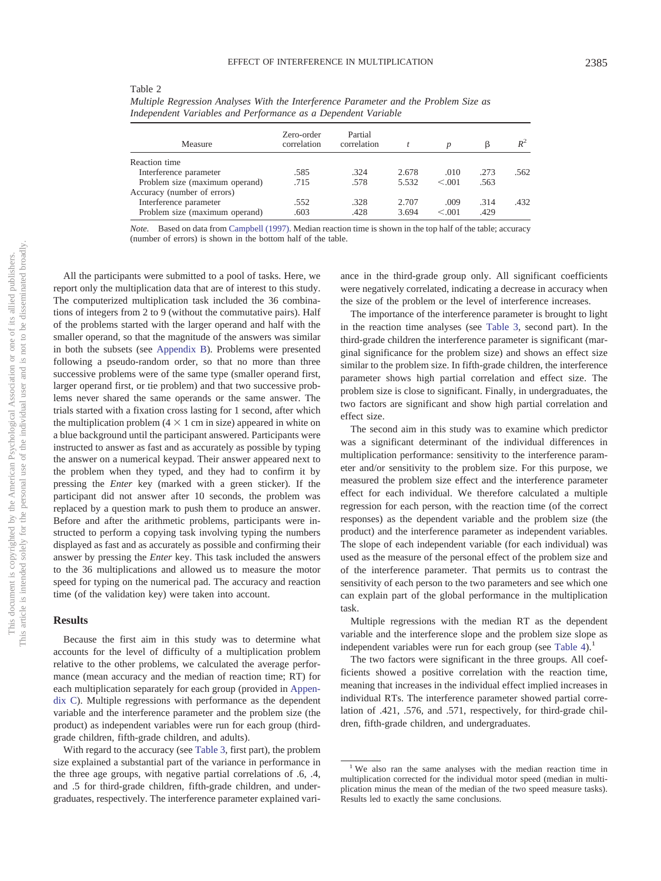Table 2

*Multiple Regression Analyses With the Interference Parameter and the Problem Size as Independent Variables and Performance as a Dependent Variable*

| Measure | Zero-order correlation | Partial correlation | *t* | *p* | β | $R^2$ |
|---|---|---|---|---|---|---|
| Reaction time | | | | | | |
| Interference parameter | .585 | .324 | 2.678 | .010 | .273 | .562 |
| Problem size (maximum operand) | .715 | .578 | 5.532 | <.001 | .563 | |
| Accuracy (number of errors) | | | | | | |
| Interference parameter | .552 | .328 | 2.707 | .009 | .314 | .432 |
| Problem size (maximum operand) | .603 | .428 | 3.694 | <.001 | .429 | |

*Note.* Based on data from Campbell (1997). Median reaction time is shown in the top half of the table; accuracy (number of errors) is shown in the bottom half of the table.

All the participants were submitted to a pool of tasks. Here, we report only the multiplication data that are of interest to this study. The computerized multiplication task included the 36 combinations of integers from 2 to 9 (without the commutative pairs). Half of the problems started with the larger operand and half with the smaller operand, so that the magnitude of the answers was similar in both the subsets (see Appendix B). Problems were presented following a pseudo-random order, so that no more than three successive problems were of the same type (smaller operand first, larger operand first, or tie problem) and that two successive problems never shared the same operands or the same answer. The trials started with a fixation cross lasting for 1 second, after which the multiplication problem (4 × 1 cm in size) appeared in white on a blue background until the participant answered. Participants were instructed to answer as fast and as accurately as possible by typing the answer on a numerical keypad. Their answer appeared next to the problem when they typed, and they had to confirm it by pressing the *Enter* key (marked with a green sticker). If the participant did not answer after 10 seconds, the problem was replaced by a question mark to push them to produce an answer. Before and after the arithmetic problems, participants were instructed to perform a copying task involving typing the numbers displayed as fast and as accurately as possible and confirming their answer by pressing the *Enter* key. This task included the answers to the 36 multiplications and allowed us to measure the motor speed for typing on the numerical pad. The accuracy and reaction time (of the validation key) were taken into account.

## Results

Because the first aim in this study was to determine what accounts for the level of difficulty of a multiplication problem relative to the other problems, we calculated the average performance (mean accuracy and the median of reaction time; RT) for each multiplication separately for each group (provided in Appendix C). Multiple regressions with performance as the dependent variable and the interference parameter and the problem size (the product) as independent variables were run for each group (third-grade children, fifth-grade children, and adults).

With regard to the accuracy (see Table 3, first part), the problem size explained a substantial part of the variance in performance in the three age groups, with negative partial correlations of .6, .4, and .5 for third-grade children, fifth-grade children, and undergraduates, respectively. The interference parameter explained variance in the third-grade group only. All significant coefficients were negatively correlated, indicating a decrease in accuracy when the size of the problem or the level of interference increases.

The importance of the interference parameter is brought to light in the reaction time analyses (see Table 3, second part). In the third-grade children the interference parameter is significant (marginal significance for the problem size) and shows an effect size similar to the problem size. In fifth-grade children, the interference parameter shows high partial correlation and effect size. The problem size is close to significant. Finally, in undergraduates, the two factors are significant and show high partial correlation and effect size.

The second aim in this study was to examine which predictor was a significant determinant of the individual differences in multiplication performance: sensitivity to the interference parameter and/or sensitivity to the problem size. For this purpose, we measured the problem size effect and the interference parameter effect for each individual. We therefore calculated a multiple regression for each person, with the reaction time (of the correct responses) as the dependent variable and the problem size (the product) and the interference parameter as independent variables. The slope of each independent variable (for each individual) was used as the measure of the personal effect of the problem size and of the interference parameter. That permits us to contrast the sensitivity of each person to the two parameters and see which one can explain part of the global performance in the multiplication task.

Multiple regressions with the median RT as the dependent variable and the interference slope and the problem size slope as independent variables were run for each group (see Table 4).[1]

The two factors were significant in the three groups. All coefficients showed a positive correlation with the reaction time, meaning that increases in the individual effect implied increases in individual RTs. The interference parameter showed partial correlation of .421, .576, and .571, respectively, for third-grade children, fifth-grade children, and undergraduates.

[1] We also ran the same analyses with the median reaction time in multiplication corrected for the individual motor speed (median in multiplication minus the mean of the median of the two speed measure tasks). Results led to exactly the same conclusions.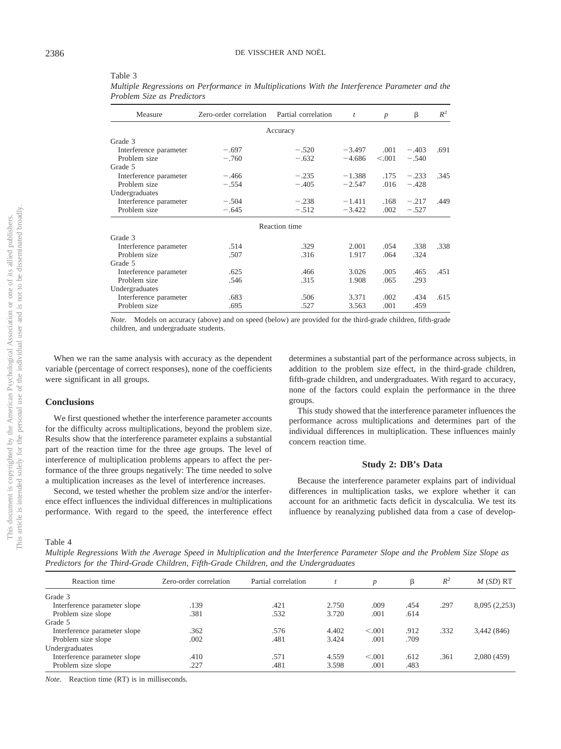Table 3

*Multiple Regressions on Performance in Multiplications With the Interference Parameter and the Problem Size as Predictors*

| Measure | Zero-order correlation | Partial correlation | *t* | *p* | β | $R^2$ |
|---|---|---|---|---|---|---|
| | | Accuracy | | | | |
| Grade 3 | | | | | | |
| Interference parameter | −.697 | −.520 | −3.497 | .001 | −.403 | .691 |
| Problem size | −.760 | −.632 | −4.686 | <.001 | −.540 | |
| Grade 5 | | | | | | |
| Interference parameter | −.466 | −.235 | −1.388 | .175 | −.233 | .345 |
| Problem size | −.554 | −.405 | −2.547 | .016 | −.428 | |
| Undergraduates | | | | | | |
| Interference parameter | −.504 | −.238 | −1.411 | .168 | −.217 | .449 |
| Problem size | −.645 | −.512 | −3.422 | .002 | −.527 | |
| | | Reaction time | | | | |
| Grade 3 | | | | | | |
| Interference parameter | .514 | .329 | 2.001 | .054 | .338 | .338 |
| Problem size | .507 | .316 | 1.917 | .064 | .324 | |
| Grade 5 | | | | | | |
| Interference parameter | .625 | .466 | 3.026 | .005 | .465 | .451 |
| Problem size | .546 | .315 | 1.908 | .065 | .293 | |
| Undergraduates | | | | | | |
| Interference parameter | .683 | .506 | 3.371 | .002 | .434 | .615 |
| Problem size | .695 | .527 | 3.563 | .001 | .459 | |

*Note.* Models on accuracy (above) and on speed (below) are provided for the third-grade children, fifth-grade children, and undergraduate students.

When we ran the same analysis with accuracy as the dependent variable (percentage of correct responses), none of the coefficients were significant in all groups.

## Conclusions

We first questioned whether the interference parameter accounts for the difficulty across multiplications, beyond the problem size. Results show that the interference parameter explains a substantial part of the reaction time for the three age groups. The level of interference of multiplication problems appears to affect the performance of the three groups negatively: The time needed to solve a multiplication increases as the level of interference increases.

Second, we tested whether the problem size and/or the interference effect influences the individual differences in multiplications performance. With regard to the speed, the interference effect determines a substantial part of the performance across subjects, in addition to the problem size effect, in the third-grade children, fifth-grade children, and undergraduates. With regard to accuracy, none of the factors could explain the performance in the three groups.

This study showed that the interference parameter influences the performance across multiplications and determines part of the individual differences in multiplication. These influences mainly concern reaction time.

## Study 2: DB's Data

Because the interference parameter explains part of individual differences in multiplication tasks, we explore whether it can account for an arithmetic facts deficit in dyscalculia. We test its influence by reanalyzing published data from a case of develop-

Table 4

*Multiple Regressions With the Average Speed in Multiplication and the Interference Parameter Slope and the Problem Size Slope as Predictors for the Third-Grade Children, Fifth-Grade Children, and the Undergraduates*

| Reaction time | Zero-order correlation | Partial correlation | *t* | *p* | β | $R^2$ | *M* (*SD*) RT |
|---|---|---|---|---|---|---|---|
| Grade 3 | | | | | | | |
| Interference parameter slope | .139 | .421 | 2.750 | .009 | .454 | .297 | 8,095 (2,253) |
| Problem size slope | .381 | .532 | 3.720 | .001 | .614 | | |
| Grade 5 | | | | | | | |
| Interference parameter slope | .362 | .576 | 4.402 | <.001 | .912 | .332 | 3,442 (846) |
| Problem size slope | .002 | .481 | 3.424 | .001 | .709 | | |
| Undergraduates | | | | | | | |
| Interference parameter slope | .410 | .571 | 4.559 | <.001 | .612 | .361 | 2,080 (459) |
| Problem size slope | .227 | .481 | 3.598 | .001 | .483 | | |

*Note.* Reaction time (RT) is in milliseconds.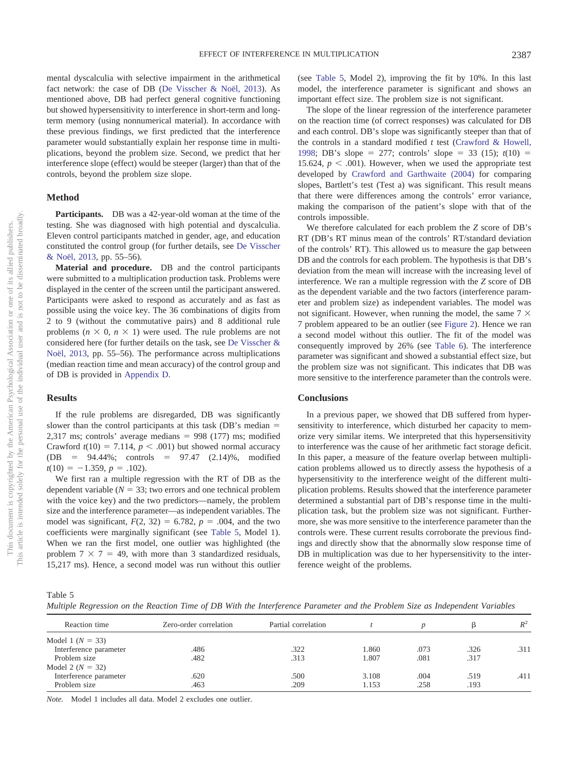mental dyscalculia with selective impairment in the arithmetical fact network: the case of DB (De Visscher & Noël, 2013). As mentioned above, DB had perfect general cognitive functioning but showed hypersensitivity to interference in short-term and long-term memory (using nonnumerical material). In accordance with these previous findings, we first predicted that the interference parameter would substantially explain her response time in multiplications, beyond the problem size. Second, we predict that her interference slope (effect) would be steeper (larger) than that of the controls, beyond the problem size slope.

## Method

**Participants.** DB was a 42-year-old woman at the time of the testing. She was diagnosed with high potential and dyscalculia. Eleven control participants matched in gender, age, and education constituted the control group (for further details, see De Visscher & Noël, 2013, pp. 55–56).

**Material and procedure.** DB and the control participants were submitted to a multiplication production task. Problems were displayed in the center of the screen until the participant answered. Participants were asked to respond as accurately and as fast as possible using the voice key. The 36 combinations of digits from 2 to 9 (without the commutative pairs) and 8 additional rule problems ($n \times 0$, $n \times 1$) were used. The rule problems are not considered here (for further details on the task, see De Visscher & Noël, 2013, pp. 55–56). The performance across multiplications (median reaction time and mean accuracy) of the control group and of DB is provided in Appendix D.

## Results

If the rule problems are disregarded, DB was significantly slower than the control participants at this task (DB's median = 2,317 ms; controls' average medians = 998 (177) ms; modified Crawford $t(10) = 7.114$, $p < .001$) but showed normal accuracy (DB = 94.44%; controls = 97.47 (2.14)%, modified $t(10) = -1.359$, $p = .102$).

We first ran a multiple regression with the RT of DB as the dependent variable ($N = 33$; two errors and one technical problem with the voice key) and the two predictors—namely, the problem size and the interference parameter—as independent variables. The model was significant, $F(2, 32) = 6.782$, $p = .004$, and the two coefficients were marginally significant (see Table 5, Model 1). When we ran the first model, one outlier was highlighted (the problem $7 \times 7 = 49$, with more than 3 standardized residuals, 15,217 ms). Hence, a second model was run without this outlier (see Table 5, Model 2), improving the fit by 10%. In this last model, the interference parameter is significant and shows an important effect size. The problem size is not significant.

The slope of the linear regression of the interference parameter on the reaction time (of correct responses) was calculated for DB and each control. DB's slope was significantly steeper than that of the controls in a standard modified $t$ test (Crawford & Howell, 1998; DB's slope = 277; controls' slope = 33 (15); $t(10) = 15.624$, $p < .001$). However, when we used the appropriate test developed by Crawford and Garthwaite (2004) for comparing slopes, Bartlett's test (Test a) was significant. This result means that there were differences among the controls' error variance, making the comparison of the patient's slope with that of the controls impossible.

We therefore calculated for each problem the $Z$ score of DB's RT (DB's RT minus mean of the controls' RT/standard deviation of the controls' RT). This allowed us to measure the gap between DB and the controls for each problem. The hypothesis is that DB's deviation from the mean will increase with the increasing level of interference. We ran a multiple regression with the $Z$ score of DB as the dependent variable and the two factors (interference parameter and problem size) as independent variables. The model was not significant. However, when running the model, the same $7 \times 7$ problem appeared to be an outlier (see Figure 2). Hence we ran a second model without this outlier. The fit of the model was consequently improved by 26% (see Table 6). The interference parameter was significant and showed a substantial effect size, but the problem size was not significant. This indicates that DB was more sensitive to the interference parameter than the controls were.

## Conclusions

In a previous paper, we showed that DB suffered from hypersensitivity to interference, which disturbed her capacity to memorize very similar items. We interpreted that this hypersensitivity to interference was the cause of her arithmetic fact storage deficit. In this paper, a measure of the feature overlap between multiplication problems allowed us to directly assess the hypothesis of a hypersensitivity to the interference weight of the different multiplication problems. Results showed that the interference parameter determined a substantial part of DB's response time in the multiplication task, but the problem size was not significant. Furthermore, she was more sensitive to the interference parameter than the controls were. These current results corroborate the previous findings and directly show that the abnormally slow response time of DB in multiplication was due to her hypersensitivity to the interference weight of the problems.

Table 5
*Multiple Regression on the Reaction Time of DB With the Interference Parameter and the Problem Size as Independent Variables*

| Reaction time | Zero-order correlation | Partial correlation | $t$ | $p$ | β | $R^2$ |
|---|---|---|---|---|---|---|
| Model 1 ($N = 33$) | | | | | | |
| Interference parameter | .486 | .322 | 1.860 | .073 | .326 | .311 |
| Problem size | .482 | .313 | 1.807 | .081 | .317 | |
| Model 2 ($N = 32$) | | | | | | |
| Interference parameter | .620 | .500 | 3.108 | .004 | .519 | .411 |
| Problem size | .463 | .209 | 1.153 | .258 | .193 | |

*Note.* Model 1 includes all data. Model 2 excludes one outlier.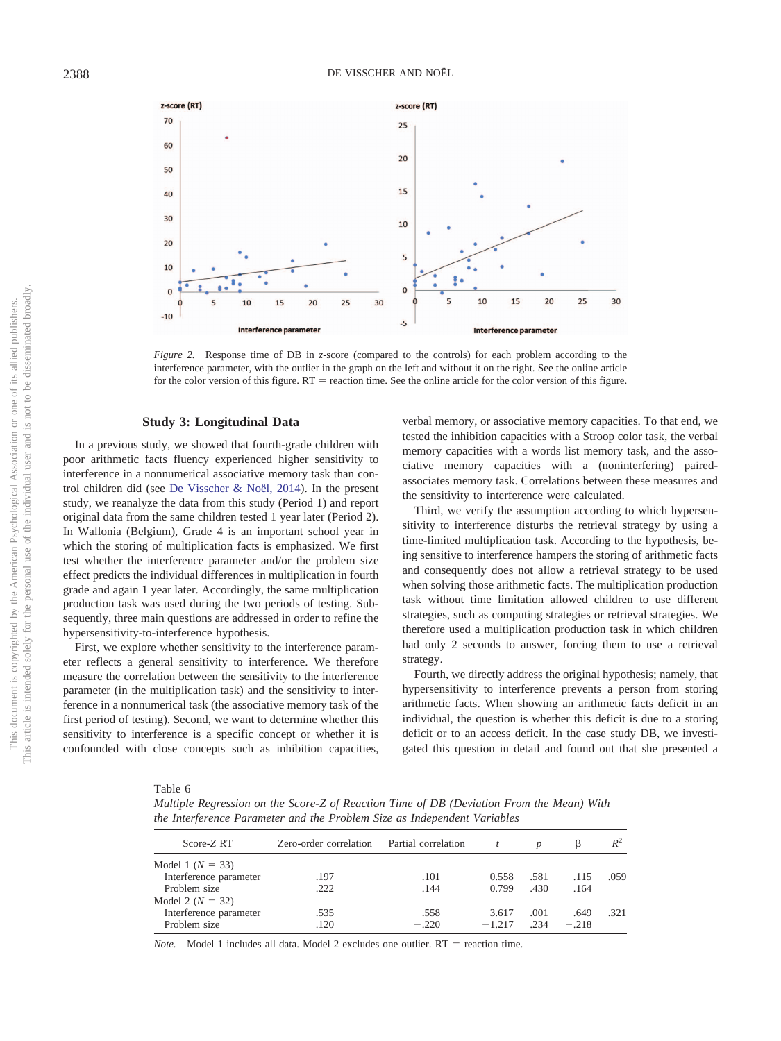*Figure 2.* Response time of DB in *z*-score (compared to the controls) for each problem according to the interference parameter, with the outlier in the graph on the left and without it on the right. See the online article for the color version of this figure. RT = reaction time. See the online article for the color version of this figure.

## Study 3: Longitudinal Data

In a previous study, we showed that fourth-grade children with poor arithmetic facts fluency experienced higher sensitivity to interference in a nonnumerical associative memory task than control children did (see De Visscher & Noël, 2014). In the present study, we reanalyze the data from this study (Period 1) and report original data from the same children tested 1 year later (Period 2). In Wallonia (Belgium), Grade 4 is an important school year in which the storing of multiplication facts is emphasized. We first test whether the interference parameter and/or the problem size effect predicts the individual differences in multiplication in fourth grade and again 1 year later. Accordingly, the same multiplication production task was used during the two periods of testing. Subsequently, three main questions are addressed in order to refine the hypersensitivity-to-interference hypothesis.

First, we explore whether sensitivity to the interference parameter reflects a general sensitivity to interference. We therefore measure the correlation between the sensitivity to the interference parameter (in the multiplication task) and the sensitivity to interference in a nonnumerical task (the associative memory task of the first period of testing). Second, we want to determine whether this sensitivity to interference is a specific concept or whether it is confounded with close concepts such as inhibition capacities, verbal memory, or associative memory capacities. To that end, we tested the inhibition capacities with a Stroop color task, the verbal memory capacities with a words list memory task, and the associative memory capacities with a (noninterfering) paired-associates memory task. Correlations between these measures and the sensitivity to interference were calculated.

Third, we verify the assumption according to which hypersensitivity to interference disturbs the retrieval strategy by using a time-limited multiplication task. According to the hypothesis, being sensitive to interference hampers the storing of arithmetic facts and consequently does not allow a retrieval strategy to be used when solving those arithmetic facts. The multiplication production task without time limitation allowed children to use different strategies, such as computing strategies or retrieval strategies. We therefore used a multiplication production task in which children had only 2 seconds to answer, forcing them to use a retrieval strategy.

Fourth, we directly address the original hypothesis; namely, that hypersensitivity to interference prevents a person from storing arithmetic facts. When showing an arithmetic facts deficit in an individual, the question is whether this deficit is due to a storing deficit or to an access deficit. In the case study DB, we investigated this question in detail and found out that she presented a

Table 6
*Multiple Regression on the Score-Z of Reaction Time of DB (Deviation From the Mean) With the Interference Parameter and the Problem Size as Independent Variables*

| Score-Z RT | Zero-order correlation | Partial correlation | $t$ | $p$ | β | $R^2$ |
|---|---|---|---|---|---|---|
| Model 1 ($N$ = 33) | | | | | | |
| Interference parameter | .197 | .101 | 0.558 | .581 | .115 | .059 |
| Problem size | .222 | .144 | 0.799 | .430 | .164 | |
| Model 2 ($N$ = 32) | | | | | | |
| Interference parameter | .535 | .558 | 3.617 | .001 | .649 | .321 |
| Problem size | .120 | −.220 | −1.217 | .234 | −.218 | |

*Note.* Model 1 includes all data. Model 2 excludes one outlier. RT = reaction time.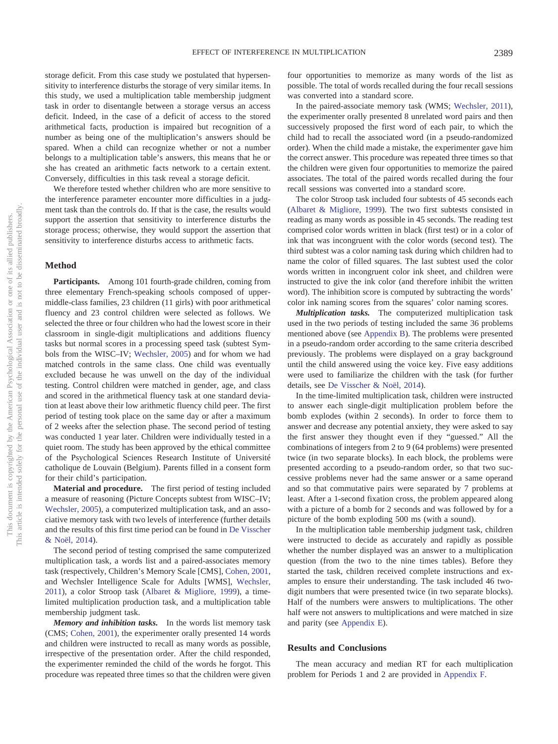storage deficit. From this case study we postulated that hypersensitivity to interference disturbs the storage of very similar items. In this study, we used a multiplication table membership judgment task in order to disentangle between a storage versus an access deficit. Indeed, in the case of a deficit of access to the stored arithmetical facts, production is impaired but recognition of a number as being one of the multiplication's answers should be spared. When a child can recognize whether or not a number belongs to a multiplication table's answers, this means that he or she has created an arithmetic facts network to a certain extent. Conversely, difficulties in this task reveal a storage deficit.

We therefore tested whether children who are more sensitive to the interference parameter encounter more difficulties in a judgment task than the controls do. If that is the case, the results would support the assertion that sensitivity to interference disturbs the storage process; otherwise, they would support the assertion that sensitivity to interference disturbs access to arithmetic facts.

## Method

**Participants.** Among 101 fourth-grade children, coming from three elementary French-speaking schools composed of upper-middle-class families, 23 children (11 girls) with poor arithmetical fluency and 23 control children were selected as follows. We selected the three or four children who had the lowest score in their classroom in single-digit multiplications and additions fluency tasks but normal scores in a processing speed task (subtest Symbols from the WISC–IV; Wechsler, 2005) and for whom we had matched controls in the same class. One child was eventually excluded because he was unwell on the day of the individual testing. Control children were matched in gender, age, and class and scored in the arithmetical fluency task at one standard deviation at least above their low arithmetic fluency child peer. The first period of testing took place on the same day or after a maximum of 2 weeks after the selection phase. The second period of testing was conducted 1 year later. Children were individually tested in a quiet room. The study has been approved by the ethical committee of the Psychological Sciences Research Institute of Université catholique de Louvain (Belgium). Parents filled in a consent form for their child's participation.

**Material and procedure.** The first period of testing included a measure of reasoning (Picture Concepts subtest from WISC–IV; Wechsler, 2005), a computerized multiplication task, and an associative memory task with two levels of interference (further details and the results of this first time period can be found in De Visscher & Noël, 2014).

The second period of testing comprised the same computerized multiplication task, a words list and a paired-associates memory task (respectively, Children's Memory Scale [CMS], Cohen, 2001, and Wechsler Intelligence Scale for Adults [WMS], Wechsler, 2011), a color Stroop task (Albaret & Migliore, 1999), a time-limited multiplication production task, and a multiplication table membership judgment task.

***Memory and inhibition tasks.*** In the words list memory task (CMS; Cohen, 2001), the experimenter orally presented 14 words and children were instructed to recall as many words as possible, irrespective of the presentation order. After the child responded, the experimenter reminded the child of the words he forgot. This procedure was repeated three times so that the children were given four opportunities to memorize as many words of the list as possible. The total of words recalled during the four recall sessions was converted into a standard score.

In the paired-associate memory task (WMS; Wechsler, 2011), the experimenter orally presented 8 unrelated word pairs and then successively proposed the first word of each pair, to which the child had to recall the associated word (in a pseudo-randomized order). When the child made a mistake, the experimenter gave him the correct answer. This procedure was repeated three times so that the children were given four opportunities to memorize the paired associates. The total of the paired words recalled during the four recall sessions was converted into a standard score.

The color Stroop task included four subtests of 45 seconds each (Albaret & Migliore, 1999). The two first subtests consisted in reading as many words as possible in 45 seconds. The reading test comprised color words written in black (first test) or in a color of ink that was incongruent with the color words (second test). The third subtest was a color naming task during which children had to name the color of filled squares. The last subtest used the color words written in incongruent color ink sheet, and children were instructed to give the ink color (and therefore inhibit the written word). The inhibition score is computed by subtracting the words' color ink naming scores from the squares' color naming scores.

***Multiplication tasks.*** The computerized multiplication task used in the two periods of testing included the same 36 problems mentioned above (see Appendix B). The problems were presented in a pseudo-random order according to the same criteria described previously. The problems were displayed on a gray background until the child answered using the voice key. Five easy additions were used to familiarize the children with the task (for further details, see De Visscher & Noël, 2014).

In the time-limited multiplication task, children were instructed to answer each single-digit multiplication problem before the bomb explodes (within 2 seconds). In order to force them to answer and decrease any potential anxiety, they were asked to say the first answer they thought even if they "guessed." All the combinations of integers from 2 to 9 (64 problems) were presented twice (in two separate blocks). In each block, the problems were presented according to a pseudo-random order, so that two successive problems never had the same answer or a same operand and so that commutative pairs were separated by 7 problems at least. After a 1-second fixation cross, the problem appeared along with a picture of a bomb for 2 seconds and was followed by for a picture of the bomb exploding 500 ms (with a sound).

In the multiplication table membership judgment task, children were instructed to decide as accurately and rapidly as possible whether the number displayed was an answer to a multiplication question (from the two to the nine times tables). Before they started the task, children received complete instructions and examples to ensure their understanding. The task included 46 two-digit numbers that were presented twice (in two separate blocks). Half of the numbers were answers to multiplications. The other half were not answers to multiplications and were matched in size and parity (see Appendix E).

## Results and Conclusions

The mean accuracy and median RT for each multiplication problem for Periods 1 and 2 are provided in Appendix F.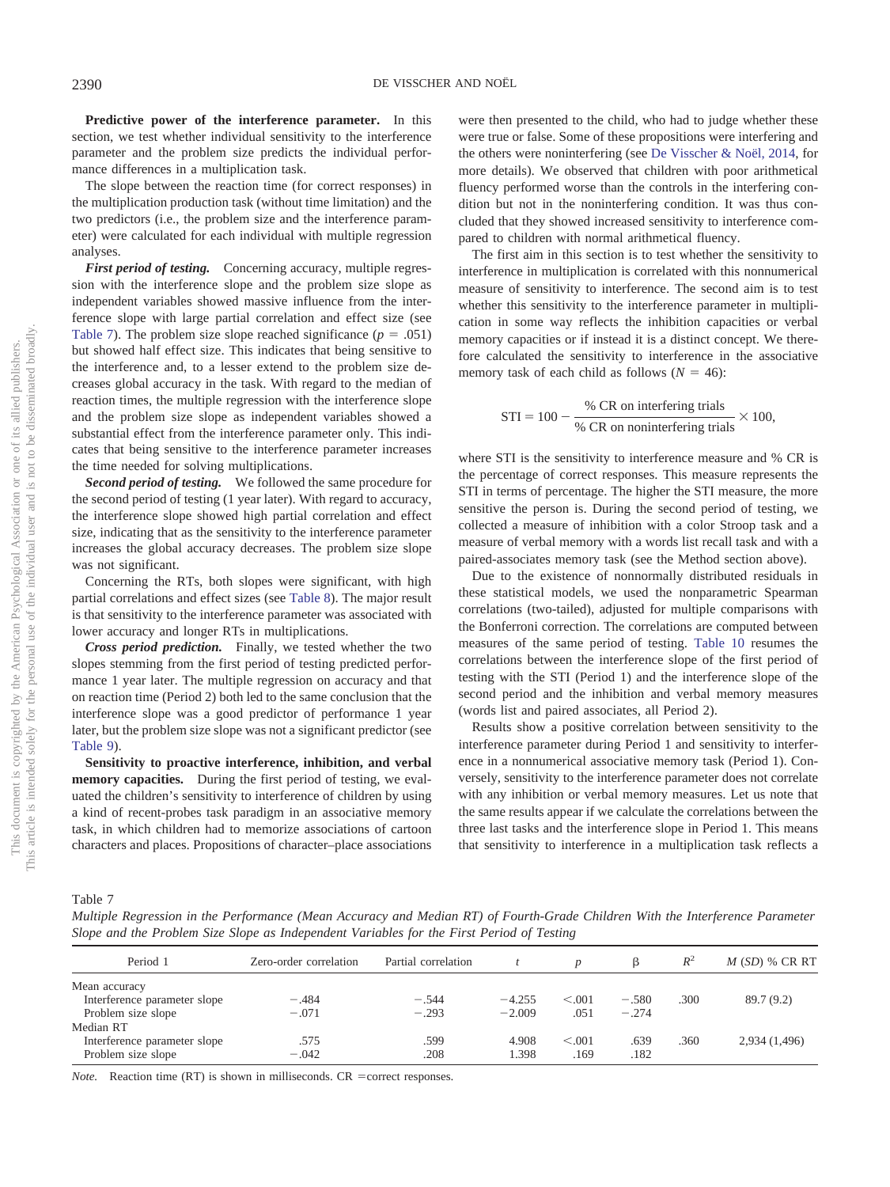**Predictive power of the interference parameter.** In this section, we test whether individual sensitivity to the interference parameter and the problem size predicts the individual performance differences in a multiplication task.

The slope between the reaction time (for correct responses) in the multiplication production task (without time limitation) and the two predictors (i.e., the problem size and the interference parameter) were calculated for each individual with multiple regression analyses.

***First period of testing.*** Concerning accuracy, multiple regression with the interference slope and the problem size slope as independent variables showed massive influence from the interference slope with large partial correlation and effect size (see Table 7). The problem size slope reached significance ($p$ = .051) but showed half effect size. This indicates that being sensitive to the interference and, to a lesser extend to the problem size decreases global accuracy in the task. With regard to the median of reaction times, the multiple regression with the interference slope and the problem size slope as independent variables showed a substantial effect from the interference parameter only. This indicates that being sensitive to the interference parameter increases the time needed for solving multiplications.

***Second period of testing.*** We followed the same procedure for the second period of testing (1 year later). With regard to accuracy, the interference slope showed high partial correlation and effect size, indicating that as the sensitivity to the interference parameter increases the global accuracy decreases. The problem size slope was not significant.

Concerning the RTs, both slopes were significant, with high partial correlations and effect sizes (see Table 8). The major result is that sensitivity to the interference parameter was associated with lower accuracy and longer RTs in multiplications.

***Cross period prediction.*** Finally, we tested whether the two slopes stemming from the first period of testing predicted performance 1 year later. The multiple regression on accuracy and that on reaction time (Period 2) both led to the same conclusion that the interference slope was a good predictor of performance 1 year later, but the problem size slope was not a significant predictor (see Table 9).

**Sensitivity to proactive interference, inhibition, and verbal memory capacities.** During the first period of testing, we evaluated the children's sensitivity to interference of children by using a kind of recent-probes task paradigm in an associative memory task, in which children had to memorize associations of cartoon characters and places. Propositions of character–place associations were then presented to the child, who had to judge whether these were true or false. Some of these propositions were interfering and the others were noninterfering (see De Visscher & Noël, 2014, for more details). We observed that children with poor arithmetical fluency performed worse than the controls in the interfering condition but not in the noninterfering condition. It was thus concluded that they showed increased sensitivity to interference compared to children with normal arithmetical fluency.

The first aim in this section is to test whether the sensitivity to interference in multiplication is correlated with this nonnumerical measure of sensitivity to interference. The second aim is to test whether this sensitivity to the interference parameter in multiplication in some way reflects the inhibition capacities or verbal memory capacities or if instead it is a distinct concept. We therefore calculated the sensitivity to interference in the associative memory task of each child as follows ($N$ = 46):

$$\text{STI} = 100 - \frac{\text{\% CR on interfering trials}}{\text{\% CR on noninterfering trials}} \times 100,$$

where STI is the sensitivity to interference measure and % CR is the percentage of correct responses. This measure represents the STI in terms of percentage. The higher the STI measure, the more sensitive the person is. During the second period of testing, we collected a measure of inhibition with a color Stroop task and a measure of verbal memory with a words list recall task and with a paired-associates memory task (see the Method section above).

Due to the existence of nonnormally distributed residuals in these statistical models, we used the nonparametric Spearman correlations (two-tailed), adjusted for multiple comparisons with the Bonferroni correction. The correlations are computed between measures of the same period of testing. Table 10 resumes the correlations between the interference slope of the first period of testing with the STI (Period 1) and the interference slope of the second period and the inhibition and verbal memory measures (words list and paired associates, all Period 2).

Results show a positive correlation between sensitivity to the interference parameter during Period 1 and sensitivity to interference in a nonnumerical associative memory task (Period 1). Conversely, sensitivity to the interference parameter does not correlate with any inhibition or verbal memory measures. Let us note that the same results appear if we calculate the correlations between the three last tasks and the interference slope in Period 1. This means that sensitivity to interference in a multiplication task reflects a

Table 7

*Multiple Regression in the Performance (Mean Accuracy and Median RT) of Fourth-Grade Children With the Interference Parameter Slope and the Problem Size Slope as Independent Variables for the First Period of Testing*

| Period 1 | Zero-order correlation | Partial correlation | $t$ | $p$ | β | $R^2$ | $M$ ($SD$) % CR RT |
|---|---|---|---|---|---|---|---|
| Mean accuracy | | | | | | | |
| Interference parameter slope | −.484 | −.544 | −4.255 | <.001 | −.580 | .300 | 89.7 (9.2) |
| Problem size slope | −.071 | −.293 | −2.009 | .051 | −.274 | | |
| Median RT | | | | | | | |
| Interference parameter slope | .575 | .599 | 4.908 | <.001 | .639 | .360 | 2,934 (1,496) |
| Problem size slope | −.042 | .208 | 1.398 | .169 | .182 | | |

*Note.* Reaction time (RT) is shown in milliseconds. CR = correct responses.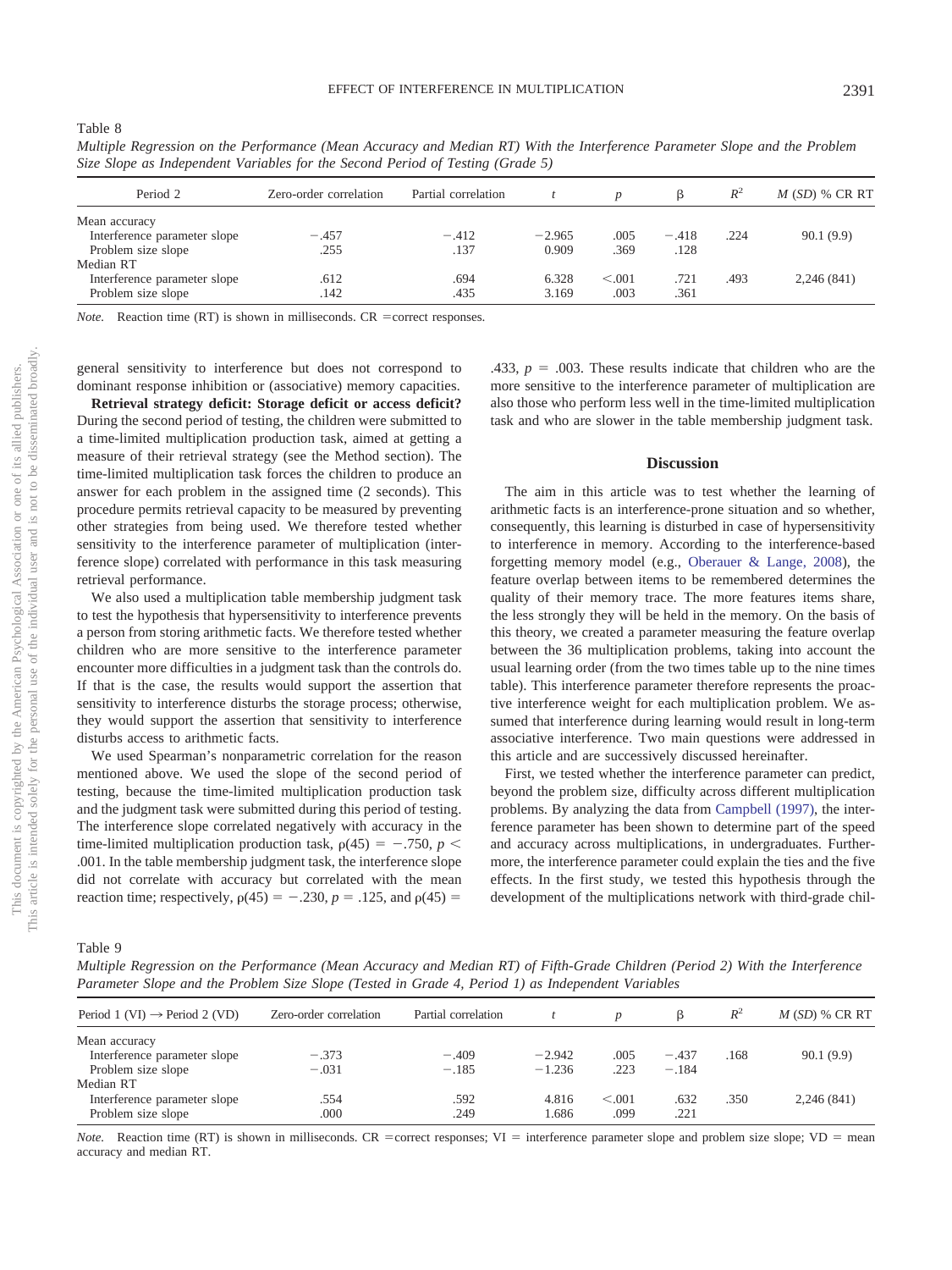Table 8

*Multiple Regression on the Performance (Mean Accuracy and Median RT) With the Interference Parameter Slope and the Problem Size Slope as Independent Variables for the Second Period of Testing (Grade 5)*

| Period 2 | Zero-order correlation | Partial correlation | $t$ | $p$ | β | $R^2$ | $M$ ($SD$) % CR RT |
|---|---|---|---|---|---|---|---|
| Mean accuracy | | | | | | | |
| Interference parameter slope | −.457 | −.412 | −2.965 | .005 | −.418 | .224 | 90.1 (9.9) |
| Problem size slope | .255 | .137 | 0.909 | .369 | .128 | | |
| Median RT | | | | | | | |
| Interference parameter slope | .612 | .694 | 6.328 | <.001 | .721 | .493 | 2,246 (841) |
| Problem size slope | .142 | .435 | 3.169 | .003 | .361 | | |

*Note.* Reaction time (RT) is shown in milliseconds. CR = correct responses.

general sensitivity to interference but does not correspond to dominant response inhibition or (associative) memory capacities.

**Retrieval strategy deficit: Storage deficit or access deficit?** During the second period of testing, the children were submitted to a time-limited multiplication production task, aimed at getting a measure of their retrieval strategy (see the Method section). The time-limited multiplication task forces the children to produce an answer for each problem in the assigned time (2 seconds). This procedure permits retrieval capacity to be measured by preventing other strategies from being used. We therefore tested whether sensitivity to the interference parameter of multiplication (interference slope) correlated with performance in this task measuring retrieval performance.

We also used a multiplication table membership judgment task to test the hypothesis that hypersensitivity to interference prevents a person from storing arithmetic facts. We therefore tested whether children who are more sensitive to the interference parameter encounter more difficulties in a judgment task than the controls do. If that is the case, the results would support the assertion that sensitivity to interference disturbs the storage process; otherwise, they would support the assertion that sensitivity to interference disturbs access to arithmetic facts.

We used Spearman's nonparametric correlation for the reason mentioned above. We used the slope of the second period of testing, because the time-limited multiplication production task and the judgment task were submitted during this period of testing. The interference slope correlated negatively with accuracy in the time-limited multiplication production task, $\rho(45) = -.750$, $p < .001$. In the table membership judgment task, the interference slope did not correlate with accuracy but correlated with the mean reaction time; respectively, $\rho(45) = -.230$, $p = .125$, and $\rho(45) = .433$, $p = .003$. These results indicate that children who are the more sensitive to the interference parameter of multiplication are also those who perform less well in the time-limited multiplication task and who are slower in the table membership judgment task.

## Discussion

The aim in this article was to test whether the learning of arithmetic facts is an interference-prone situation and so whether, consequently, this learning is disturbed in case of hypersensitivity to interference in memory. According to the interference-based forgetting memory model (e.g., Oberauer & Lange, 2008), the feature overlap between items to be remembered determines the quality of their memory trace. The more features items share, the less strongly they will be held in the memory. On the basis of this theory, we created a parameter measuring the feature overlap between the 36 multiplication problems, taking into account the usual learning order (from the two times table up to the nine times table). This interference parameter therefore represents the proactive interference weight for each multiplication problem. We assumed that interference during learning would result in long-term associative interference. Two main questions were addressed in this article and are successively discussed hereinafter.

First, we tested whether the interference parameter can predict, beyond the problem size, difficulty across different multiplication problems. By analyzing the data from Campbell (1997), the interference parameter has been shown to determine part of the speed and accuracy across multiplications, in undergraduates. Furthermore, the interference parameter could explain the ties and the five effects. In the first study, we tested this hypothesis through the development of the multiplications network with third-grade chil-

Table 9

*Multiple Regression on the Performance (Mean Accuracy and Median RT) of Fifth-Grade Children (Period 2) With the Interference Parameter Slope and the Problem Size Slope (Tested in Grade 4, Period 1) as Independent Variables*

| Period 1 (VI) → Period 2 (VD) | Zero-order correlation | Partial correlation | $t$ | $p$ | β | $R^2$ | $M$ ($SD$) % CR RT |
|---|---|---|---|---|---|---|---|
| Mean accuracy | | | | | | | |
| Interference parameter slope | −.373 | −.409 | −2.942 | .005 | −.437 | .168 | 90.1 (9.9) |
| Problem size slope | −.031 | −.185 | −1.236 | .223 | −.184 | | |
| Median RT | | | | | | | |
| Interference parameter slope | .554 | .592 | 4.816 | <.001 | .632 | .350 | 2,246 (841) |
| Problem size slope | .000 | .249 | 1.686 | .099 | .221 | | |

*Note.* Reaction time (RT) is shown in milliseconds. CR = correct responses; VI = interference parameter slope and problem size slope; VD = mean accuracy and median RT.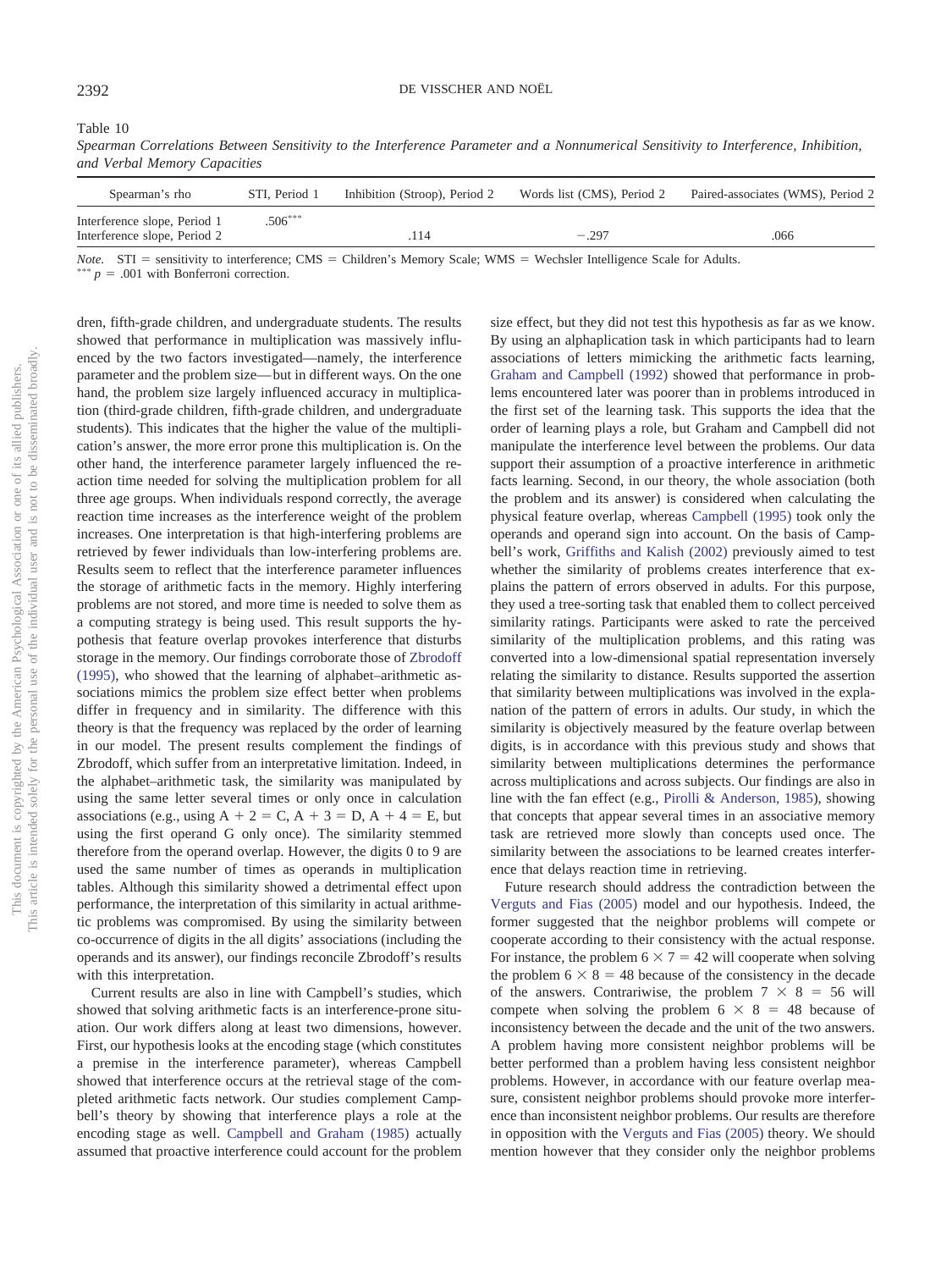Table 10

*Spearman Correlations Between Sensitivity to the Interference Parameter and a Nonnumerical Sensitivity to Interference, Inhibition, and Verbal Memory Capacities*

| Spearman's rho | STI, Period 1 | Inhibition (Stroop), Period 2 | Words list (CMS), Period 2 | Paired-associates (WMS), Period 2 |
|---|---|---|---|---|
| Interference slope, Period 1 | .506*** | | | |
| Interference slope, Period 2 | | .114 | −.297 | .066 |

*Note.* STI = sensitivity to interference; CMS = Children's Memory Scale; WMS = Wechsler Intelligence Scale for Adults.
*** $p$ = .001 with Bonferroni correction.

dren, fifth-grade children, and undergraduate students. The results showed that performance in multiplication was massively influenced by the two factors investigated—namely, the interference parameter and the problem size—but in different ways. On the one hand, the problem size largely influenced accuracy in multiplication (third-grade children, fifth-grade children, and undergraduate students). This indicates that the higher the value of the multiplication's answer, the more error prone this multiplication is. On the other hand, the interference parameter largely influenced the reaction time needed for solving the multiplication problem for all three age groups. When individuals respond correctly, the average reaction time increases as the interference weight of the problem increases. One interpretation is that high-interfering problems are retrieved by fewer individuals than low-interfering problems are. Results seem to reflect that the interference parameter influences the storage of arithmetic facts in the memory. Highly interfering problems are not stored, and more time is needed to solve them as a computing strategy is being used. This result supports the hypothesis that feature overlap provokes interference that disturbs storage in the memory. Our findings corroborate those of Zbrodoff (1995), who showed that the learning of alphabet–arithmetic associations mimics the problem size effect better when problems differ in frequency and in similarity. The difference with this theory is that the frequency was replaced by the order of learning in our model. The present results complement the findings of Zbrodoff, which suffer from an interpretative limitation. Indeed, in the alphabet–arithmetic task, the similarity was manipulated by using the same letter several times or only once in calculation associations (e.g., using A + 2 = C, A + 3 = D, A + 4 = E, but using the first operand G only once). The similarity stemmed therefore from the operand overlap. However, the digits 0 to 9 are used the same number of times as operands in multiplication tables. Although this similarity showed a detrimental effect upon performance, the interpretation of this similarity in actual arithmetic problems was compromised. By using the similarity between co-occurrence of digits in the all digits' associations (including the operands and its answer), our findings reconcile Zbrodoff's results with this interpretation.

Current results are also in line with Campbell's studies, which showed that solving arithmetic facts is an interference-prone situation. Our work differs along at least two dimensions, however. First, our hypothesis looks at the encoding stage (which constitutes a premise in the interference parameter), whereas Campbell showed that interference occurs at the retrieval stage of the completed arithmetic facts network. Our studies complement Campbell's theory by showing that interference plays a role at the encoding stage as well. Campbell and Graham (1985) actually assumed that proactive interference could account for the problem size effect, but they did not test this hypothesis as far as we know. By using an alphaplication task in which participants had to learn associations of letters mimicking the arithmetic facts learning, Graham and Campbell (1992) showed that performance in problems encountered later was poorer than in problems introduced in the first set of the learning task. This supports the idea that the order of learning plays a role, but Graham and Campbell did not manipulate the interference level between the problems. Our data support their assumption of a proactive interference in arithmetic facts learning. Second, in our theory, the whole association (both the problem and its answer) is considered when calculating the physical feature overlap, whereas Campbell (1995) took only the operands and operand sign into account. On the basis of Campbell's work, Griffiths and Kalish (2002) previously aimed to test whether the similarity of problems creates interference that explains the pattern of errors observed in adults. For this purpose, they used a tree-sorting task that enabled them to collect perceived similarity ratings. Participants were asked to rate the perceived similarity of the multiplication problems, and this rating was converted into a low-dimensional spatial representation inversely relating the similarity to distance. Results supported the assertion that similarity between multiplications was involved in the explanation of the pattern of errors in adults. Our study, in which the similarity is objectively measured by the feature overlap between digits, is in accordance with this previous study and shows that similarity between multiplications determines the performance across multiplications and across subjects. Our findings are also in line with the fan effect (e.g., Pirolli & Anderson, 1985), showing that concepts that appear several times in an associative memory task are retrieved more slowly than concepts used once. The similarity between the associations to be learned creates interference that delays reaction time in retrieving.

Future research should address the contradiction between the Verguts and Fias (2005) model and our hypothesis. Indeed, the former suggested that the neighbor problems will compete or cooperate according to their consistency with the actual response. For instance, the problem 6 × 7 = 42 will cooperate when solving the problem 6 × 8 = 48 because of the consistency in the decade of the answers. Contrariwise, the problem 7 × 8 = 56 will compete when solving the problem 6 × 8 = 48 because of inconsistency between the decade and the unit of the two answers. A problem having more consistent neighbor problems will be better performed than a problem having less consistent neighbor problems. However, in accordance with our feature overlap measure, consistent neighbor problems should provoke more interference than inconsistent neighbor problems. Our results are therefore in opposition with the Verguts and Fias (2005) theory. We should mention however that they consider only the neighbor problems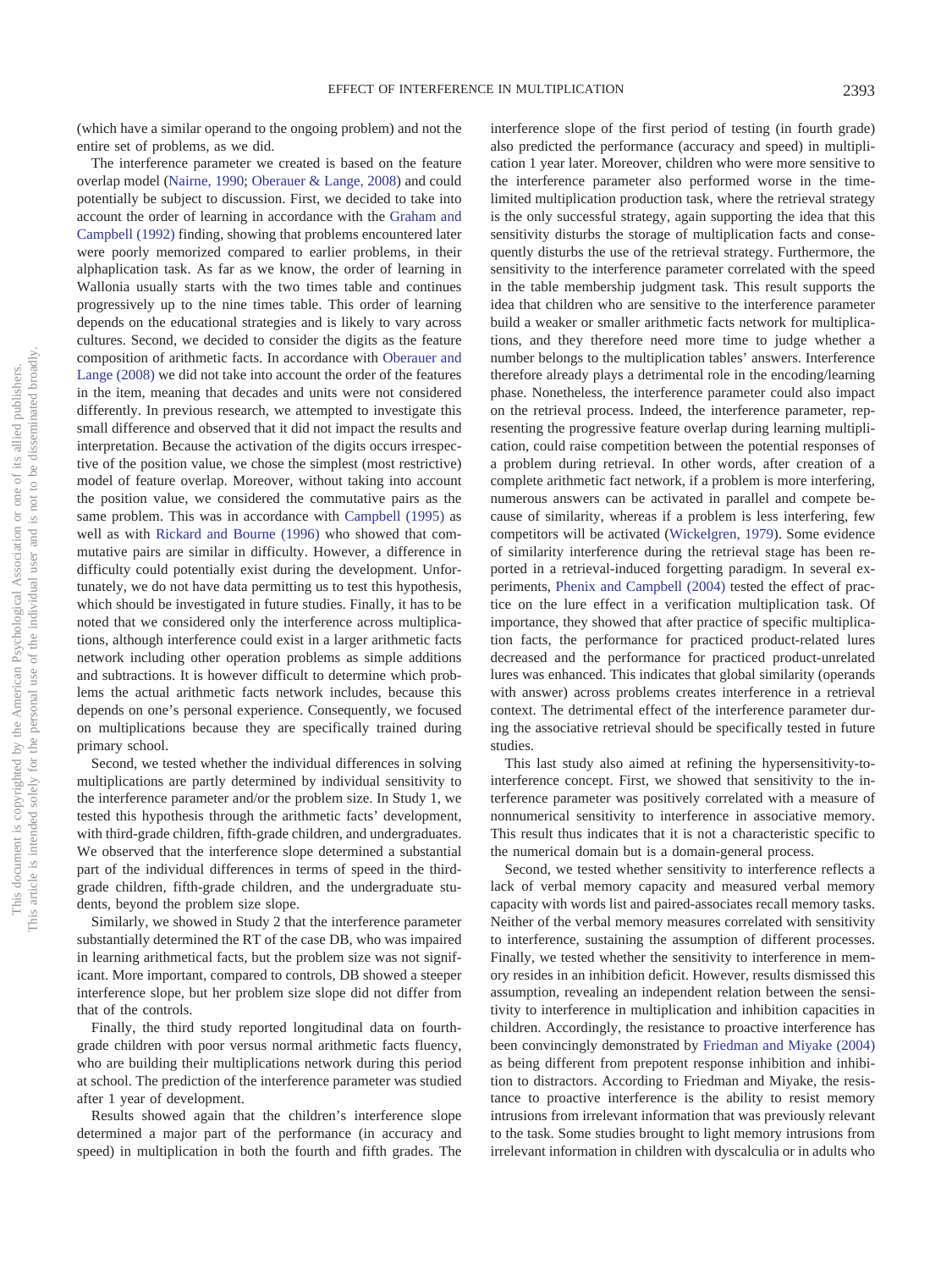(which have a similar operand to the ongoing problem) and not the entire set of problems, as we did.

The interference parameter we created is based on the feature overlap model (Nairne, 1990; Oberauer & Lange, 2008) and could potentially be subject to discussion. First, we decided to take into account the order of learning in accordance with the Graham and Campbell (1992) finding, showing that problems encountered later were poorly memorized compared to earlier problems, in their alphaplication task. As far as we know, the order of learning in Wallonia usually starts with the two times table and continues progressively up to the nine times table. This order of learning depends on the educational strategies and is likely to vary across cultures. Second, we decided to consider the digits as the feature composition of arithmetic facts. In accordance with Oberauer and Lange (2008) we did not take into account the order of the features in the item, meaning that decades and units were not considered differently. In previous research, we attempted to investigate this small difference and observed that it did not impact the results and interpretation. Because the activation of the digits occurs irrespective of the position value, we chose the simplest (most restrictive) model of feature overlap. Moreover, without taking into account the position value, we considered the commutative pairs as the same problem. This was in accordance with Campbell (1995) as well as with Rickard and Bourne (1996) who showed that commutative pairs are similar in difficulty. However, a difference in difficulty could potentially exist during the development. Unfortunately, we do not have data permitting us to test this hypothesis, which should be investigated in future studies. Finally, it has to be noted that we considered only the interference across multiplications, although interference could exist in a larger arithmetic facts network including other operation problems as simple additions and subtractions. It is however difficult to determine which problems the actual arithmetic facts network includes, because this depends on one's personal experience. Consequently, we focused on multiplications because they are specifically trained during primary school.

Second, we tested whether the individual differences in solving multiplications are partly determined by individual sensitivity to the interference parameter and/or the problem size. In Study 1, we tested this hypothesis through the arithmetic facts' development, with third-grade children, fifth-grade children, and undergraduates. We observed that the interference slope determined a substantial part of the individual differences in terms of speed in the third-grade children, fifth-grade children, and the undergraduate students, beyond the problem size slope.

Similarly, we showed in Study 2 that the interference parameter substantially determined the RT of the case DB, who was impaired in learning arithmetical facts, but the problem size was not significant. More important, compared to controls, DB showed a steeper interference slope, but her problem size slope did not differ from that of the controls.

Finally, the third study reported longitudinal data on fourth-grade children with poor versus normal arithmetic facts fluency, who are building their multiplications network during this period at school. The prediction of the interference parameter was studied after 1 year of development.

Results showed again that the children's interference slope determined a major part of the performance (in accuracy and speed) in multiplication in both the fourth and fifth grades. The interference slope of the first period of testing (in fourth grade) also predicted the performance (accuracy and speed) in multiplication 1 year later. Moreover, children who were more sensitive to the interference parameter also performed worse in the time-limited multiplication production task, where the retrieval strategy is the only successful strategy, again supporting the idea that this sensitivity disturbs the storage of multiplication facts and consequently disturbs the use of the retrieval strategy. Furthermore, the sensitivity to the interference parameter correlated with the speed in the table membership judgment task. This result supports the idea that children who are sensitive to the interference parameter build a weaker or smaller arithmetic facts network for multiplications, and they therefore need more time to judge whether a number belongs to the multiplication tables' answers. Interference therefore already plays a detrimental role in the encoding/learning phase. Nonetheless, the interference parameter could also impact on the retrieval process. Indeed, the interference parameter, representing the progressive feature overlap during learning multiplication, could raise competition between the potential responses of a problem during retrieval. In other words, after creation of a complete arithmetic fact network, if a problem is more interfering, numerous answers can be activated in parallel and compete because of similarity, whereas if a problem is less interfering, few competitors will be activated (Wickelgren, 1979). Some evidence of similarity interference during the retrieval stage has been reported in a retrieval-induced forgetting paradigm. In several experiments, Phenix and Campbell (2004) tested the effect of practice on the lure effect in a verification multiplication task. Of importance, they showed that after practice of specific multiplication facts, the performance for practiced product-related lures decreased and the performance for practiced product-unrelated lures was enhanced. This indicates that global similarity (operands with answer) across problems creates interference in a retrieval context. The detrimental effect of the interference parameter during the associative retrieval should be specifically tested in future studies.

This last study also aimed at refining the hypersensitivity-to-interference concept. First, we showed that sensitivity to the interference parameter was positively correlated with a measure of nonnumerical sensitivity to interference in associative memory. This result thus indicates that it is not a characteristic specific to the numerical domain but is a domain-general process.

Second, we tested whether sensitivity to interference reflects a lack of verbal memory capacity and measured verbal memory capacity with words list and paired-associates recall memory tasks. Neither of the verbal memory measures correlated with sensitivity to interference, sustaining the assumption of different processes. Finally, we tested whether the sensitivity to interference in memory resides in an inhibition deficit. However, results dismissed this assumption, revealing an independent relation between the sensitivity to interference in multiplication and inhibition capacities in children. Accordingly, the resistance to proactive interference has been convincingly demonstrated by Friedman and Miyake (2004) as being different from prepotent response inhibition and inhibition to distractors. According to Friedman and Miyake, the resistance to proactive interference is the ability to resist memory intrusions from irrelevant information that was previously relevant to the task. Some studies brought to light memory intrusions from irrelevant information in children with dyscalculia or in adults who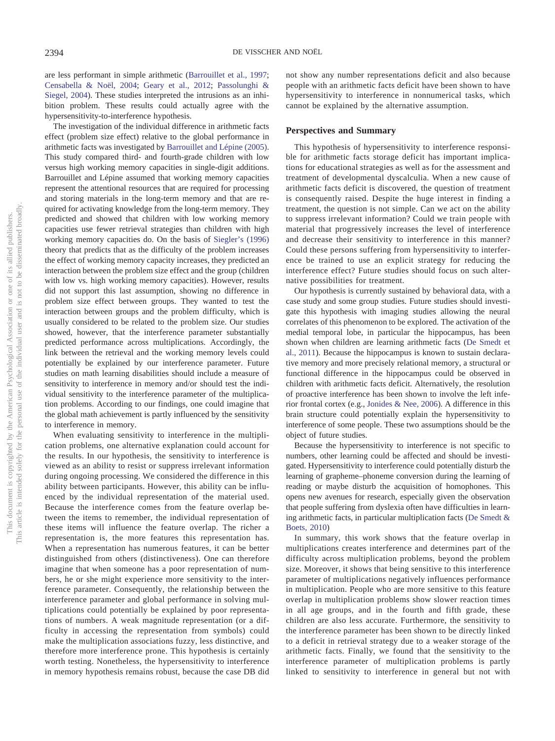are less performant in simple arithmetic (Barrouillet et al., 1997; Censabella & Noël, 2004; Geary et al., 2012; Passolunghi & Siegel, 2004). These studies interpreted the intrusions as an inhibition problem. These results could actually agree with the hypersensitivity-to-interference hypothesis.

The investigation of the individual difference in arithmetic facts effect (problem size effect) relative to the global performance in arithmetic facts was investigated by Barrouillet and Lépine (2005). This study compared third- and fourth-grade children with low versus high working memory capacities in single-digit additions. Barrouillet and Lépine assumed that working memory capacities represent the attentional resources that are required for processing and storing materials in the long-term memory and that are required for activating knowledge from the long-term memory. They predicted and showed that children with low working memory capacities use fewer retrieval strategies than children with high working memory capacities do. On the basis of Siegler's (1996) theory that predicts that as the difficulty of the problem increases the effect of working memory capacity increases, they predicted an interaction between the problem size effect and the group (children with low vs. high working memory capacities). However, results did not support this last assumption, showing no difference in problem size effect between groups. They wanted to test the interaction between groups and the problem difficulty, which is usually considered to be related to the problem size. Our studies showed, however, that the interference parameter substantially predicted performance across multiplications. Accordingly, the link between the retrieval and the working memory levels could potentially be explained by our interference parameter. Future studies on math learning disabilities should include a measure of sensitivity to interference in memory and/or should test the individual sensitivity to the interference parameter of the multiplication problems. According to our findings, one could imagine that the global math achievement is partly influenced by the sensitivity to interference in memory.

When evaluating sensitivity to interference in the multiplication problems, one alternative explanation could account for the results. In our hypothesis, the sensitivity to interference is viewed as an ability to resist or suppress irrelevant information during ongoing processing. We considered the difference in this ability between participants. However, this ability can be influenced by the individual representation of the material used. Because the interference comes from the feature overlap between the items to remember, the individual representation of these items will influence the feature overlap. The richer a representation is, the more features this representation has. When a representation has numerous features, it can be better distinguished from others (distinctiveness). One can therefore imagine that when someone has a poor representation of numbers, he or she might experience more sensitivity to the interference parameter. Consequently, the relationship between the interference parameter and global performance in solving multiplications could potentially be explained by poor representations of numbers. A weak magnitude representation (or a difficulty in accessing the representation from symbols) could make the multiplication associations fuzzy, less distinctive, and therefore more interference prone. This hypothesis is certainly worth testing. Nonetheless, the hypersensitivity to interference in memory hypothesis remains robust, because the case DB did not show any number representations deficit and also because people with an arithmetic facts deficit have been shown to have hypersensitivity to interference in nonnumerical tasks, which cannot be explained by the alternative assumption.

## Perspectives and Summary

This hypothesis of hypersensitivity to interference responsible for arithmetic facts storage deficit has important implications for educational strategies as well as for the assessment and treatment of developmental dyscalculia. When a new cause of arithmetic facts deficit is discovered, the question of treatment is consequently raised. Despite the huge interest in finding a treatment, the question is not simple. Can we act on the ability to suppress irrelevant information? Could we train people with material that progressively increases the level of interference and decrease their sensitivity to interference in this manner? Could these persons suffering from hypersensitivity to interference be trained to use an explicit strategy for reducing the interference effect? Future studies should focus on such alternative possibilities for treatment.

Our hypothesis is currently sustained by behavioral data, with a case study and some group studies. Future studies should investigate this hypothesis with imaging studies allowing the neural correlates of this phenomenon to be explored. The activation of the medial temporal lobe, in particular the hippocampus, has been shown when children are learning arithmetic facts (De Smedt et al., 2011). Because the hippocampus is known to sustain declarative memory and more precisely relational memory, a structural or functional difference in the hippocampus could be observed in children with arithmetic facts deficit. Alternatively, the resolution of proactive interference has been shown to involve the left inferior frontal cortex (e.g., Jonides & Nee, 2006). A difference in this brain structure could potentially explain the hypersensitivity to interference of some people. These two assumptions should be the object of future studies.

Because the hypersensitivity to interference is not specific to numbers, other learning could be affected and should be investigated. Hypersensitivity to interference could potentially disturb the learning of grapheme–phoneme conversion during the learning of reading or maybe disturb the acquisition of homophones. This opens new avenues for research, especially given the observation that people suffering from dyslexia often have difficulties in learning arithmetic facts, in particular multiplication facts (De Smedt & Boets, 2010)

In summary, this work shows that the feature overlap in multiplications creates interference and determines part of the difficulty across multiplication problems, beyond the problem size. Moreover, it shows that being sensitive to this interference parameter of multiplications negatively influences performance in multiplication. People who are more sensitive to this feature overlap in multiplication problems show slower reaction times in all age groups, and in the fourth and fifth grade, these children are also less accurate. Furthermore, the sensitivity to the interference parameter has been shown to be directly linked to a deficit in retrieval strategy due to a weaker storage of the arithmetic facts. Finally, we found that the sensitivity to the interference parameter of multiplication problems is partly linked to sensitivity to interference in general but not with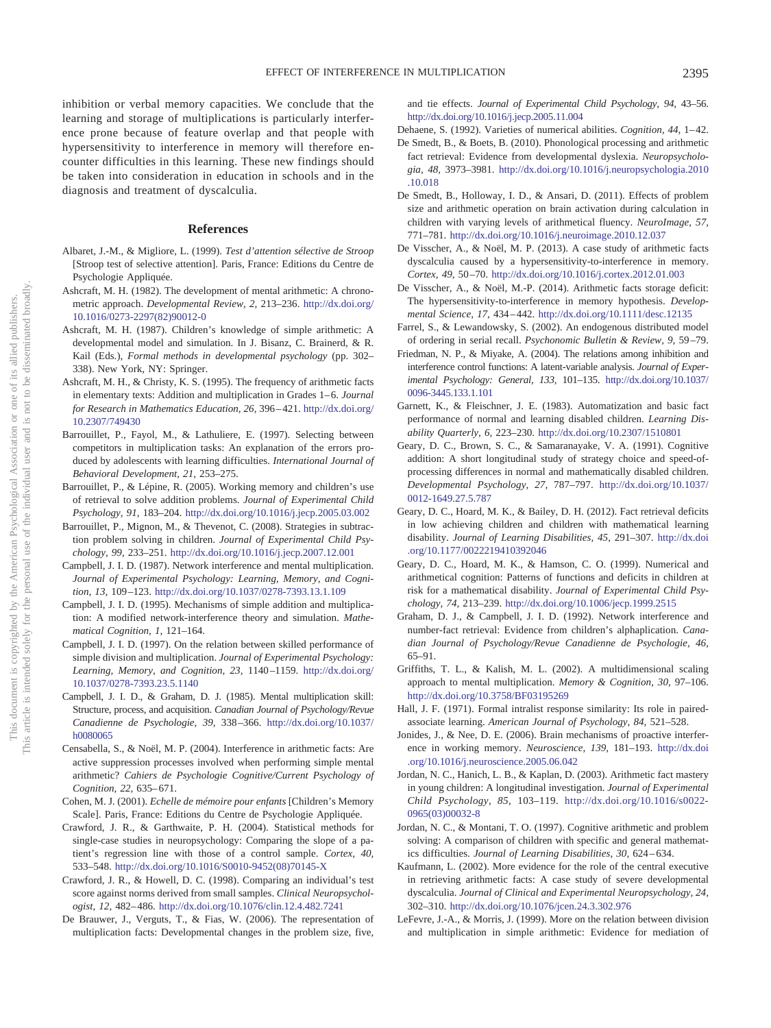inhibition or verbal memory capacities. We conclude that the learning and storage of multiplications is particularly interference prone because of feature overlap and that people with hypersensitivity to interference in memory will therefore encounter difficulties in this learning. These new findings should be taken into consideration in education in schools and in the diagnosis and treatment of dyscalculia.

## References

Albaret, J.-M., & Migliore, L. (1999). *Test d'attention sélective de Stroop* [Stroop test of selective attention]. Paris, France: Editions du Centre de Psychologie Appliquée.

Ashcraft, M. H. (1982). The development of mental arithmetic: A chronometric approach. *Developmental Review, 2,* 213–236. http://dx.doi.org/10.1016/0273-2297(82)90012-0

Ashcraft, M. H. (1987). Children's knowledge of simple arithmetic: A developmental model and simulation. In J. Bisanz, C. Brainerd, & R. Kail (Eds.), *Formal methods in developmental psychology* (pp. 302–338). New York, NY: Springer.

Ashcraft, M. H., & Christy, K. S. (1995). The frequency of arithmetic facts in elementary texts: Addition and multiplication in Grades 1–6. *Journal for Research in Mathematics Education, 26,* 396–421. http://dx.doi.org/10.2307/749430

Barrouillet, P., Fayol, M., & Lathuliere, E. (1997). Selecting between competitors in multiplication tasks: An explanation of the errors produced by adolescents with learning difficulties. *International Journal of Behavioral Development, 21,* 253–275.

Barrouillet, P., & Lépine, R. (2005). Working memory and children's use of retrieval to solve addition problems. *Journal of Experimental Child Psychology, 91,* 183–204. http://dx.doi.org/10.1016/j.jecp.2005.03.002

Barrouillet, P., Mignon, M., & Thevenot, C. (2008). Strategies in subtraction problem solving in children. *Journal of Experimental Child Psychology, 99,* 233–251. http://dx.doi.org/10.1016/j.jecp.2007.12.001

Campbell, J. I. D. (1987). Network interference and mental multiplication. *Journal of Experimental Psychology: Learning, Memory, and Cognition, 13,* 109–123. http://dx.doi.org/10.1037/0278-7393.13.1.109

Campbell, J. I. D. (1995). Mechanisms of simple addition and multiplication: A modified network-interference theory and simulation. *Mathematical Cognition, 1,* 121–164.

Campbell, J. I. D. (1997). On the relation between skilled performance of simple division and multiplication. *Journal of Experimental Psychology: Learning, Memory, and Cognition, 23,* 1140–1159. http://dx.doi.org/10.1037/0278-7393.23.5.1140

Campbell, J. I. D., & Graham, D. J. (1985). Mental multiplication skill: Structure, process, and acquisition. *Canadian Journal of Psychology/Revue Canadienne de Psychologie, 39,* 338–366. http://dx.doi.org/10.1037/h0080065

Censabella, S., & Noël, M. P. (2004). Interference in arithmetic facts: Are active suppression processes involved when performing simple mental arithmetic? *Cahiers de Psychologie Cognitive/Current Psychology of Cognition, 22,* 635–671.

Cohen, M. J. (2001). *Echelle de mémoire pour enfants* [Children's Memory Scale]. Paris, France: Editions du Centre de Psychologie Appliquée.

Crawford, J. R., & Garthwaite, P. H. (2004). Statistical methods for single-case studies in neuropsychology: Comparing the slope of a patient's regression line with those of a control sample. *Cortex, 40,* 533–548. http://dx.doi.org/10.1016/S0010-9452(08)70145-X

Crawford, J. R., & Howell, D. C. (1998). Comparing an individual's test score against norms derived from small samples. *Clinical Neuropsychologist, 12,* 482–486. http://dx.doi.org/10.1076/clin.12.4.482.7241

De Brauwer, J., Verguts, T., & Fias, W. (2006). The representation of multiplication facts: Developmental changes in the problem size, five, and tie effects. *Journal of Experimental Child Psychology, 94,* 43–56. http://dx.doi.org/10.1016/j.jecp.2005.11.004

Dehaene, S. (1992). Varieties of numerical abilities. *Cognition, 44,* 1–42.

De Smedt, B., & Boets, B. (2010). Phonological processing and arithmetic fact retrieval: Evidence from developmental dyslexia. *Neuropsychologia, 48,* 3973–3981. http://dx.doi.org/10.1016/j.neuropsychologia.2010.10.018

De Smedt, B., Holloway, I. D., & Ansari, D. (2011). Effects of problem size and arithmetic operation on brain activation during calculation in children with varying levels of arithmetical fluency. *NeuroImage, 57,* 771–781. http://dx.doi.org/10.1016/j.neuroimage.2010.12.037

De Visscher, A., & Noël, M. P. (2013). A case study of arithmetic facts dyscalculia caused by a hypersensitivity-to-interference in memory. *Cortex, 49,* 50–70. http://dx.doi.org/10.1016/j.cortex.2012.01.003

De Visscher, A., & Noël, M.-P. (2014). Arithmetic facts storage deficit: The hypersensitivity-to-interference in memory hypothesis. *Developmental Science, 17,* 434–442. http://dx.doi.org/10.1111/desc.12135

Farrel, S., & Lewandowsky, S. (2002). An endogenous distributed model of ordering in serial recall. *Psychonomic Bulletin & Review, 9,* 59–79.

Friedman, N. P., & Miyake, A. (2004). The relations among inhibition and interference control functions: A latent-variable analysis. *Journal of Experimental Psychology: General, 133,* 101–135. http://dx.doi.org/10.1037/0096-3445.133.1.101

Garnett, K., & Fleischner, J. E. (1983). Automatization and basic fact performance of normal and learning disabled children. *Learning Disability Quarterly, 6,* 223–230. http://dx.doi.org/10.2307/1510801

Geary, D. C., Brown, S. C., & Samaranayake, V. A. (1991). Cognitive addition: A short longitudinal study of strategy choice and speed-of-processing differences in normal and mathematically disabled children. *Developmental Psychology, 27,* 787–797. http://dx.doi.org/10.1037/0012-1649.27.5.787

Geary, D. C., Hoard, M. K., & Bailey, D. H. (2012). Fact retrieval deficits in low achieving children and children with mathematical learning disability. *Journal of Learning Disabilities, 45,* 291–307. http://dx.doi.org/10.1177/0022219410392046

Geary, D. C., Hoard, M. K., & Hamson, C. O. (1999). Numerical and arithmetical cognition: Patterns of functions and deficits in children at risk for a mathematical disability. *Journal of Experimental Child Psychology, 74,* 213–239. http://dx.doi.org/10.1006/jecp.1999.2515

Graham, D. J., & Campbell, J. I. D. (1992). Network interference and number-fact retrieval: Evidence from children's alphaplication. *Canadian Journal of Psychology/Revue Canadienne de Psychologie, 46,* 65–91.

Griffiths, T. L., & Kalish, M. L. (2002). A multidimensional scaling approach to mental multiplication. *Memory & Cognition, 30,* 97–106. http://dx.doi.org/10.3758/BF03195269

Hall, J. F. (1971). Formal intralist response similarity: Its role in paired-associate learning. *American Journal of Psychology, 84,* 521–528.

Jonides, J., & Nee, D. E. (2006). Brain mechanisms of proactive interference in working memory. *Neuroscience, 139,* 181–193. http://dx.doi.org/10.1016/j.neuroscience.2005.06.042

Jordan, N. C., Hanich, L. B., & Kaplan, D. (2003). Arithmetic fact mastery in young children: A longitudinal investigation. *Journal of Experimental Child Psychology, 85,* 103–119. http://dx.doi.org/10.1016/s0022-0965(03)00032-8

Jordan, N. C., & Montani, T. O. (1997). Cognitive arithmetic and problem solving: A comparison of children with specific and general mathematics difficulties. *Journal of Learning Disabilities, 30,* 624–634.

Kaufmann, L. (2002). More evidence for the role of the central executive in retrieving arithmetic facts: A case study of severe developmental dyscalculia. *Journal of Clinical and Experimental Neuropsychology, 24,* 302–310. http://dx.doi.org/10.1076/jcen.24.3.302.976

LeFevre, J.-A., & Morris, J. (1999). More on the relation between division and multiplication in simple arithmetic: Evidence for mediation of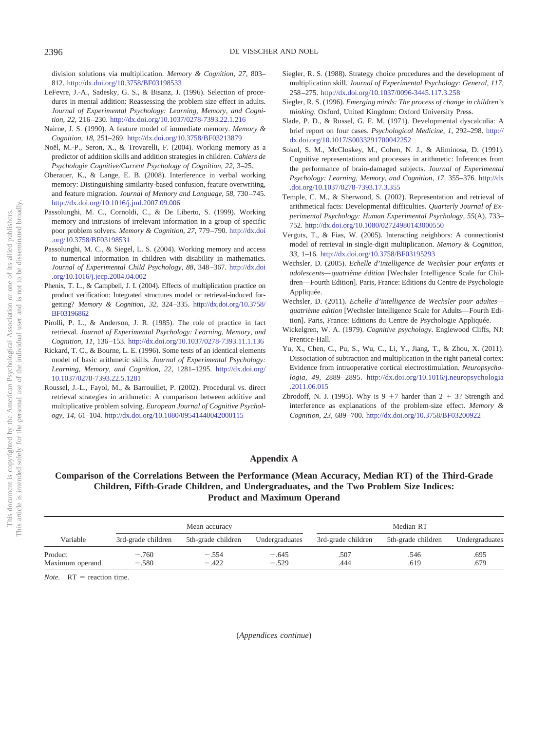division solutions via multiplication. *Memory & Cognition, 27,* 803–812. http://dx.doi.org/10.3758/BF03198533

LeFevre, J.-A., Sadesky, G. S., & Bisanz, J. (1996). Selection of procedures in mental addition: Reassessing the problem size effect in adults. *Journal of Experimental Psychology: Learning, Memory, and Cognition, 22,* 216–230. http://dx.doi.org/10.1037/0278-7393.22.1.216

Nairne, J. S. (1990). A feature model of immediate memory. *Memory & Cognition, 18,* 251–269. http://dx.doi.org/10.3758/BF03213879

Noël, M.-P., Seron, X., & Trovarelli, F. (2004). Working memory as a predictor of addition skills and addition strategies in children. *Cahiers de Psychologie Cognitive/Current Psychology of Cognition, 22,* 3–25.

Oberauer, K., & Lange, E. B. (2008). Interference in verbal working memory: Distinguishing similarity-based confusion, feature overwriting, and feature migration. *Journal of Memory and Language, 58,* 730–745. http://dx.doi.org/10.1016/j.jml.2007.09.006

Passolunghi, M. C., Cornoldi, C., & De Liberto, S. (1999). Working memory and intrusions of irrelevant information in a group of specific poor problem solvers. *Memory & Cognition, 27,* 779–790. http://dx.doi.org/10.3758/BF03198531

Passolunghi, M. C., & Siegel, L. S. (2004). Working memory and access to numerical information in children with disability in mathematics. *Journal of Experimental Child Psychology, 88,* 348–367. http://dx.doi.org/10.1016/j.jecp.2004.04.002

Phenix, T. L., & Campbell, J. I. (2004). Effects of multiplication practice on product verification: Integrated structures model or retrieval-induced forgetting? *Memory & Cognition, 32,* 324–335. http://dx.doi.org/10.3758/BF03196862

Pirolli, P. L., & Anderson, J. R. (1985). The role of practice in fact retrieval. *Journal of Experimental Psychology: Learning, Memory, and Cognition, 11,* 136–153. http://dx.doi.org/10.1037/0278-7393.11.1.136

Rickard, T. C., & Bourne, L. E. (1996). Some tests of an identical elements model of basic arithmetic skills. *Journal of Experimental Psychology: Learning, Memory, and Cognition, 22,* 1281–1295. http://dx.doi.org/10.1037/0278-7393.22.5.1281

Roussel, J.-L., Fayol, M., & Barrouillet, P. (2002). Procedural vs. direct retrieval strategies in arithmetic: A comparison between additive and multiplicative problem solving. *European Journal of Cognitive Psychology, 14,* 61–104. http://dx.doi.org/10.1080/09541440042000115

Siegler, R. S. (1988). Strategy choice procedures and the development of multiplication skill. *Journal of Experimental Psychology: General, 117,* 258–275. http://dx.doi.org/10.1037/0096-3445.117.3.258

Siegler, R. S. (1996). *Emerging minds: The process of change in children's thinking.* Oxford, United Kingdom: Oxford University Press.

Slade, P. D., & Russel, G. F. M. (1971). Developmental dyscalculia: A brief report on four cases. *Psychological Medicine, 1,* 292–298. http://dx.doi.org/10.1017/S0033291700042252

Sokol, S. M., McCloskey, M., Cohen, N. J., & Aliminosa, D. (1991). Cognitive representations and processes in arithmetic: Inferences from the performance of brain-damaged subjects. *Journal of Experimental Psychology: Learning, Memory, and Cognition, 17,* 355–376. http://dx.doi.org/10.1037/0278-7393.17.3.355

Temple, C. M., & Sherwood, S. (2002). Representation and retrieval of arithmetical facts: Developmental difficulties. *Quarterly Journal of Experimental Psychology: Human Experimental Psychology, 55*(A), 733–752. http://dx.doi.org/10.1080/02724980143000550

Verguts, T., & Fias, W. (2005). Interacting neighbors: A connectionist model of retrieval in single-digit multiplication. *Memory & Cognition, 33,* 1–16. http://dx.doi.org/10.3758/BF03195293

Wechsler, D. (2005). *Echelle d'intelligence de Wechsler pour enfants et adolescents—quatrième édition* [Wechsler Intelligence Scale for Children—Fourth Edition]. Paris, France: Editions du Centre de Psychologie Appliquée.

Wechsler, D. (2011). *Echelle d'intelligence de Wechsler pour adultes—quatrième edition* [Wechsler Intelligence Scale for Adults—Fourth Edition]. Paris, France: Editions du Centre de Psychologie Appliquée.

Wickelgren, W. A. (1979). *Cognitive psychology.* Englewood Cliffs, NJ: Prentice-Hall.

Yu, X., Chen, C., Pu, S., Wu, C., Li, Y., Jiang, T., & Zhou, X. (2011). Dissociation of subtraction and multiplication in the right parietal cortex: Evidence from intraoperative cortical electrostimulation. *Neuropsychologia, 49,* 2889–2895. http://dx.doi.org/10.1016/j.neuropsychologia.2011.06.015

Zbrodoff, N. J. (1995). Why is 9 +7 harder than 2 + 3? Strength and interference as explanations of the problem-size effect. *Memory & Cognition, 23,* 689–700. http://dx.doi.org/10.3758/BF03200922

## Appendix A

### Comparison of the Correlations Between the Performance (Mean Accuracy, Median RT) of the Third-Grade Children, Fifth-Grade Children, and Undergraduates, and the Two Problem Size Indices: Product and Maximum Operand

| Variable | Mean accuracy | | | Median RT | | |
|---|---|---|---|---|---|---|
| | 3rd-grade children | 5th-grade children | Undergraduates | 3rd-grade children | 5th-grade children | Undergraduates |
| Product | −.760 | −.554 | −.645 | .507 | .546 | .695 |
| Maximum operand | −.580 | −.422 | −.529 | .444 | .619 | .679 |

*Note.* RT = reaction time.

(*Appendices continue*)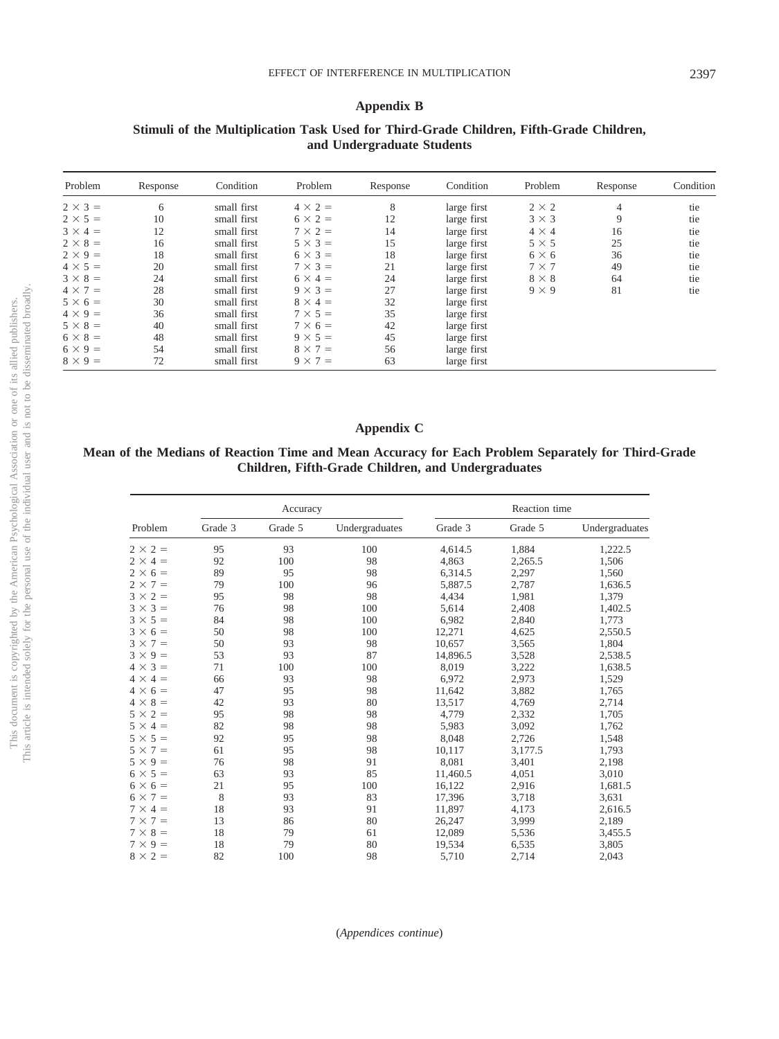## Appendix B

### Stimuli of the Multiplication Task Used for Third-Grade Children, Fifth-Grade Children, and Undergraduate Students

| Problem | Response | Condition | Problem | Response | Condition | Problem | Response | Condition |
|---|---|---|---|---|---|---|---|---|
| $2 \times 3 =$ | 6 | small first | $4 \times 2 =$ | 8 | large first | $2 \times 2$ | 4 | tie |
| $2 \times 5 =$ | 10 | small first | $6 \times 2 =$ | 12 | large first | $3 \times 3$ | 9 | tie |
| $3 \times 4 =$ | 12 | small first | $7 \times 2 =$ | 14 | large first | $4 \times 4$ | 16 | tie |
| $2 \times 8 =$ | 16 | small first | $5 \times 3 =$ | 15 | large first | $5 \times 5$ | 25 | tie |
| $2 \times 9 =$ | 18 | small first | $6 \times 3 =$ | 18 | large first | $6 \times 6$ | 36 | tie |
| $4 \times 5 =$ | 20 | small first | $7 \times 3 =$ | 21 | large first | $7 \times 7$ | 49 | tie |
| $3 \times 8 =$ | 24 | small first | $6 \times 4 =$ | 24 | large first | $8 \times 8$ | 64 | tie |
| $4 \times 7 =$ | 28 | small first | $9 \times 3 =$ | 27 | large first | $9 \times 9$ | 81 | tie |
| $5 \times 6 =$ | 30 | small first | $8 \times 4 =$ | 32 | large first | | | |
| $4 \times 9 =$ | 36 | small first | $7 \times 5 =$ | 35 | large first | | | |
| $5 \times 8 =$ | 40 | small first | $7 \times 6 =$ | 42 | large first | | | |
| $6 \times 8 =$ | 48 | small first | $9 \times 5 =$ | 45 | large first | | | |
| $6 \times 9 =$ | 54 | small first | $8 \times 7 =$ | 56 | large first | | | |
| $8 \times 9 =$ | 72 | small first | $9 \times 7 =$ | 63 | large first | | | |

## Appendix C

### Mean of the Medians of Reaction Time and Mean Accuracy for Each Problem Separately for Third-Grade Children, Fifth-Grade Children, and Undergraduates

| | Accuracy | | | Reaction time | | |
|---|---|---|---|---|---|---|
| Problem | Grade 3 | Grade 5 | Undergraduates | Grade 3 | Grade 5 | Undergraduates |
| $2 \times 2 =$ | 95 | 93 | 100 | 4,614.5 | 1,884 | 1,222.5 |
| $2 \times 4 =$ | 92 | 100 | 98 | 4,863 | 2,265.5 | 1,506 |
| $2 \times 6 =$ | 89 | 95 | 98 | 6,314.5 | 2,297 | 1,560 |
| $2 \times 7 =$ | 79 | 100 | 96 | 5,887.5 | 2,787 | 1,636.5 |
| $3 \times 2 =$ | 95 | 98 | 98 | 4,434 | 1,981 | 1,379 |
| $3 \times 3 =$ | 76 | 98 | 100 | 5,614 | 2,408 | 1,402.5 |
| $3 \times 5 =$ | 84 | 98 | 100 | 6,982 | 2,840 | 1,773 |
| $3 \times 6 =$ | 50 | 98 | 100 | 12,271 | 4,625 | 2,550.5 |
| $3 \times 7 =$ | 50 | 93 | 98 | 10,657 | 3,565 | 1,804 |
| $3 \times 9 =$ | 53 | 93 | 87 | 14,896.5 | 3,528 | 2,538.5 |
| $4 \times 3 =$ | 71 | 100 | 100 | 8,019 | 3,222 | 1,638.5 |
| $4 \times 4 =$ | 66 | 93 | 98 | 6,972 | 2,973 | 1,529 |
| $4 \times 6 =$ | 47 | 95 | 98 | 11,642 | 3,882 | 1,765 |
| $4 \times 8 =$ | 42 | 93 | 80 | 13,517 | 4,769 | 2,714 |
| $5 \times 2 =$ | 95 | 98 | 98 | 4,779 | 2,332 | 1,705 |
| $5 \times 4 =$ | 82 | 98 | 98 | 5,983 | 3,092 | 1,762 |
| $5 \times 5 =$ | 92 | 95 | 98 | 8,048 | 2,726 | 1,548 |
| $5 \times 7 =$ | 61 | 95 | 98 | 10,117 | 3,177.5 | 1,793 |
| $5 \times 9 =$ | 76 | 98 | 91 | 8,081 | 3,401 | 2,198 |
| $6 \times 5 =$ | 63 | 93 | 85 | 11,460.5 | 4,051 | 3,010 |
| $6 \times 6 =$ | 21 | 95 | 100 | 16,122 | 2,916 | 1,681.5 |
| $6 \times 7 =$ | 8 | 93 | 83 | 17,396 | 3,718 | 3,631 |
| $7 \times 4 =$ | 18 | 93 | 91 | 11,897 | 4,173 | 2,616.5 |
| $7 \times 7 =$ | 13 | 86 | 80 | 26,247 | 3,999 | 2,189 |
| $7 \times 8 =$ | 18 | 79 | 61 | 12,089 | 5,536 | 3,455.5 |
| $7 \times 9 =$ | 18 | 79 | 80 | 19,534 | 6,535 | 3,805 |
| $8 \times 2 =$ | 82 | 100 | 98 | 5,710 | 2,714 | 2,043 |

(*Appendices continue*)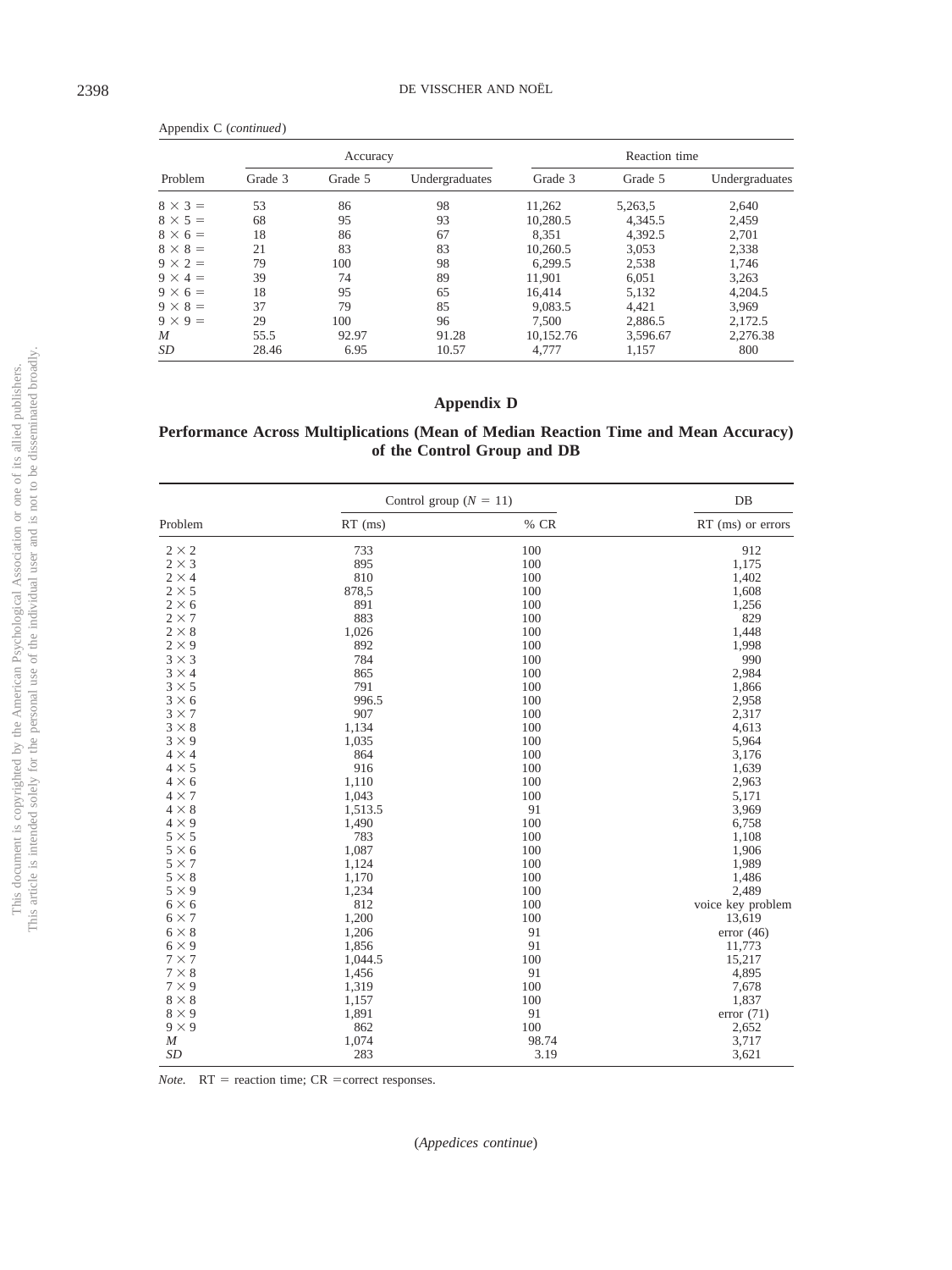Appendix C (*continued*)

| Problem | Accuracy | | | Reaction time | | |
|---|---|---|---|---|---|---|
| | Grade 3 | Grade 5 | Undergraduates | Grade 3 | Grade 5 | Undergraduates |
| $8 \times 3 =$ | 53 | 86 | 98 | 11,262 | 5,263,5 | 2,640 |
| $8 \times 5 =$ | 68 | 95 | 93 | 10,280.5 | 4,345.5 | 2,459 |
| $8 \times 6 =$ | 18 | 86 | 67 | 8,351 | 4,392.5 | 2,701 |
| $8 \times 8 =$ | 21 | 83 | 83 | 10,260.5 | 3,053 | 2,338 |
| $9 \times 2 =$ | 79 | 100 | 98 | 6,299.5 | 2,538 | 1,746 |
| $9 \times 4 =$ | 39 | 74 | 89 | 11,901 | 6,051 | 3,263 |
| $9 \times 6 =$ | 18 | 95 | 65 | 16,414 | 5,132 | 4,204.5 |
| $9 \times 8 =$ | 37 | 79 | 85 | 9,083.5 | 4,421 | 3,969 |
| $9 \times 9 =$ | 29 | 100 | 96 | 7,500 | 2,886.5 | 2,172.5 |
| *M* | 55.5 | 92.97 | 91.28 | 10,152.76 | 3,596.67 | 2,276.38 |
| *SD* | 28.46 | 6.95 | 10.57 | 4,777 | 1,157 | 800 |

## Appendix D

### Performance Across Multiplications (Mean of Median Reaction Time and Mean Accuracy) of the Control Group and DB

| Problem | Control group ($N$ = 11) | | DB |
|---|---|---|---|
| | RT (ms) | % CR | RT (ms) or errors |
| 2 × 2 | 733 | 100 | 912 |
| 2 × 3 | 895 | 100 | 1,175 |
| 2 × 4 | 810 | 100 | 1,402 |
| 2 × 5 | 878,5 | 100 | 1,608 |
| 2 × 6 | 891 | 100 | 1,256 |
| 2 × 7 | 883 | 100 | 829 |
| 2 × 8 | 1,026 | 100 | 1,448 |
| 2 × 9 | 892 | 100 | 1,998 |
| 3 × 3 | 784 | 100 | 990 |
| 3 × 4 | 865 | 100 | 2,984 |
| 3 × 5 | 791 | 100 | 1,866 |
| 3 × 6 | 996.5 | 100 | 2,958 |
| 3 × 7 | 907 | 100 | 2,317 |
| 3 × 8 | 1,134 | 100 | 4,613 |
| 3 × 9 | 1,035 | 100 | 5,964 |
| 4 × 4 | 864 | 100 | 3,176 |
| 4 × 5 | 916 | 100 | 1,639 |
| 4 × 6 | 1,110 | 100 | 2,963 |
| 4 × 7 | 1,043 | 100 | 5,171 |
| 4 × 8 | 1,513.5 | 91 | 3,969 |
| 4 × 9 | 1,490 | 100 | 6,758 |
| 5 × 5 | 783 | 100 | 1,108 |
| 5 × 6 | 1,087 | 100 | 1,906 |
| 5 × 7 | 1,124 | 100 | 1,989 |
| 5 × 8 | 1,170 | 100 | 1,486 |
| 5 × 9 | 1,234 | 100 | 2,489 |
| 6 × 6 | 812 | 100 | voice key problem |
| 6 × 7 | 1,200 | 100 | 13,619 |
| 6 × 8 | 1,206 | 91 | error (46) |
| 6 × 9 | 1,856 | 91 | 11,773 |
| 7 × 7 | 1,044.5 | 100 | 15,217 |
| 7 × 8 | 1,456 | 91 | 4,895 |
| 7 × 9 | 1,319 | 100 | 7,678 |
| 8 × 8 | 1,157 | 100 | 1,837 |
| 8 × 9 | 1,891 | 91 | error (71) |
| 9 × 9 | 862 | 100 | 2,652 |
| *M* | 1,074 | 98.74 | 3,717 |
| *SD* | 283 | 3.19 | 3,621 |

*Note.* RT = reaction time; CR = correct responses.

(*Appedices continue*)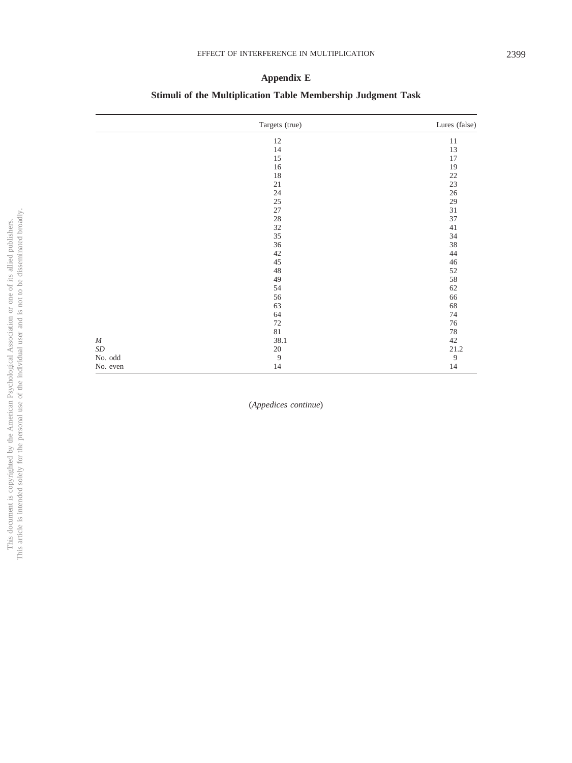## Appendix E

### Stimuli of the Multiplication Table Membership Judgment Task

| | Targets (true) | Lures (false) |
|---|---|---|
| | 12 | 11 |
| | 14 | 13 |
| | 15 | 17 |
| | 16 | 19 |
| | 18 | 22 |
| | 21 | 23 |
| | 24 | 26 |
| | 25 | 29 |
| | 27 | 31 |
| | 28 | 37 |
| | 32 | 41 |
| | 35 | 34 |
| | 36 | 38 |
| | 42 | 44 |
| | 45 | 46 |
| | 48 | 52 |
| | 49 | 58 |
| | 54 | 62 |
| | 56 | 66 |
| | 63 | 68 |
| | 64 | 74 |
| | 72 | 76 |
| | 81 | 78 |
| *M* | 38.1 | 42 |
| *SD* | 20 | 21.2 |
| No. odd | 9 | 9 |
| No. even | 14 | 14 |

(*Appedices continue*)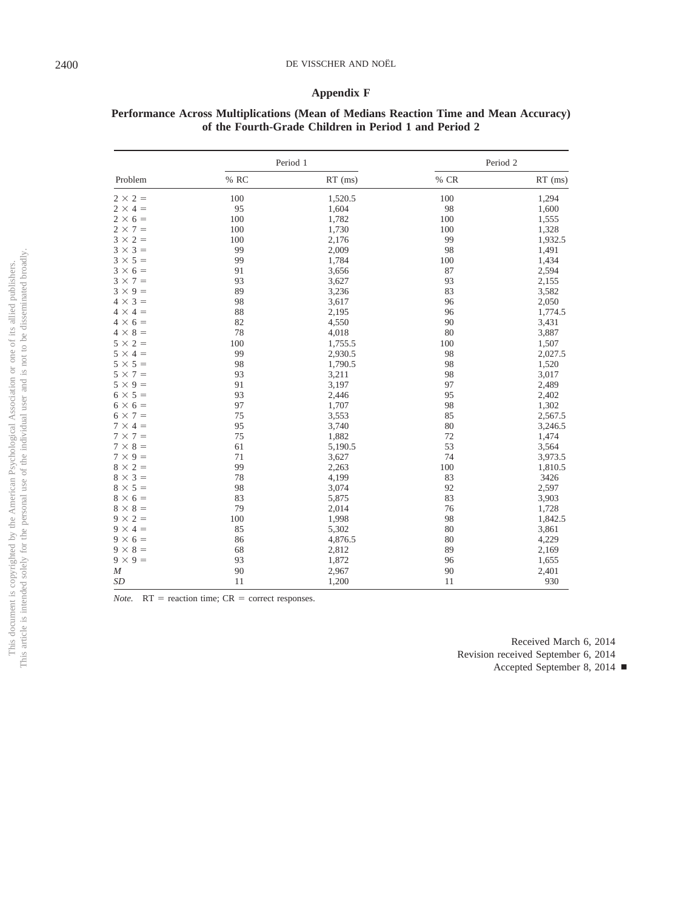## Appendix F

### Performance Across Multiplications (Mean of Medians Reaction Time and Mean Accuracy) of the Fourth-Grade Children in Period 1 and Period 2

| Problem | Period 1 | | Period 2 | |
|---|---|---|---|---|
| | % RC | RT (ms) | % CR | RT (ms) |
| 2 × 2 = | 100 | 1,520.5 | 100 | 1,294 |
| 2 × 4 = | 95 | 1,604 | 98 | 1,600 |
| 2 × 6 = | 100 | 1,782 | 100 | 1,555 |
| 2 × 7 = | 100 | 1,730 | 100 | 1,328 |
| 3 × 2 = | 100 | 2,176 | 99 | 1,932.5 |
| 3 × 3 = | 99 | 2,009 | 98 | 1,491 |
| 3 × 5 = | 99 | 1,784 | 100 | 1,434 |
| 3 × 6 = | 91 | 3,656 | 87 | 2,594 |
| 3 × 7 = | 93 | 3,627 | 93 | 2,155 |
| 3 × 9 = | 89 | 3,236 | 83 | 3,582 |
| 4 × 3 = | 98 | 3,617 | 96 | 2,050 |
| 4 × 4 = | 88 | 2,195 | 96 | 1,774.5 |
| 4 × 6 = | 82 | 4,550 | 90 | 3,431 |
| 4 × 8 = | 78 | 4,018 | 80 | 3,887 |
| 5 × 2 = | 100 | 1,755.5 | 100 | 1,507 |
| 5 × 4 = | 99 | 2,930.5 | 98 | 2,027.5 |
| 5 × 5 = | 98 | 1,790.5 | 98 | 1,520 |
| 5 × 7 = | 93 | 3,211 | 98 | 3,017 |
| 5 × 9 = | 91 | 3,197 | 97 | 2,489 |
| 6 × 5 = | 93 | 2,446 | 95 | 2,402 |
| 6 × 6 = | 97 | 1,707 | 98 | 1,302 |
| 6 × 7 = | 75 | 3,553 | 85 | 2,567.5 |
| 7 × 4 = | 95 | 3,740 | 80 | 3,246.5 |
| 7 × 7 = | 75 | 1,882 | 72 | 1,474 |
| 7 × 8 = | 61 | 5,190.5 | 53 | 3,564 |
| 7 × 9 = | 71 | 3,627 | 74 | 3,973.5 |
| 8 × 2 = | 99 | 2,263 | 100 | 1,810.5 |
| 8 × 3 = | 78 | 4,199 | 83 | 3426 |
| 8 × 5 = | 98 | 3,074 | 92 | 2,597 |
| 8 × 6 = | 83 | 5,875 | 83 | 3,903 |
| 8 × 8 = | 79 | 2,014 | 76 | 1,728 |
| 9 × 2 = | 100 | 1,998 | 98 | 1,842.5 |
| 9 × 4 = | 85 | 5,302 | 80 | 3,861 |
| 9 × 6 = | 86 | 4,876.5 | 80 | 4,229 |
| 9 × 8 = | 68 | 2,812 | 89 | 2,169 |
| 9 × 9 = | 93 | 1,872 | 96 | 1,655 |
| *M* | 90 | 2,967 | 90 | 2,401 |
| *SD* | 11 | 1,200 | 11 | 930 |

*Note.* RT = reaction time; CR = correct responses.

Received March 6, 2014
Revision received September 6, 2014
Accepted September 8, 2014 ■